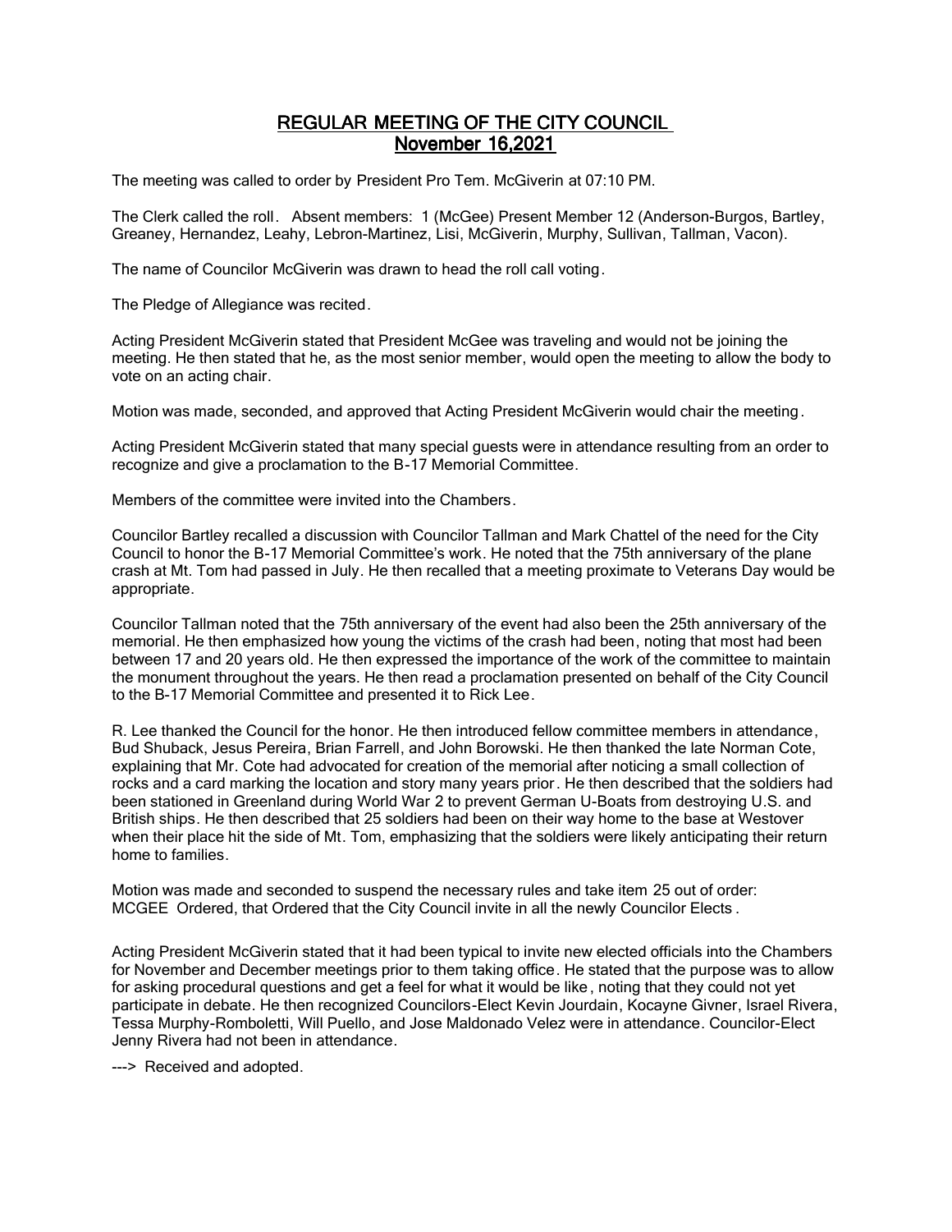# REGULAR MEETING OF THE CITY COUNCIL
## November 16,2021

The meeting was called to order by President Pro Tem. McGiverin at 07:10 PM.

The Clerk called the roll. Absent members: 1 (McGee) Present Member 12 (Anderson-Burgos, Bartley, Greaney, Hernandez, Leahy, Lebron-Martinez, Lisi, McGiverin, Murphy, Sullivan, Tallman, Vacon).

The name of Councilor McGiverin was drawn to head the roll call voting.

The Pledge of Allegiance was recited.

Acting President McGiverin stated that President McGee was traveling and would not be joining the meeting. He then stated that he, as the most senior member, would open the meeting to allow the body to vote on an acting chair.

Motion was made, seconded, and approved that Acting President McGiverin would chair the meeting.

Acting President McGiverin stated that many special guests were in attendance resulting from an order to recognize and give a proclamation to the B-17 Memorial Committee.

Members of the committee were invited into the Chambers.

Councilor Bartley recalled a discussion with Councilor Tallman and Mark Chattel of the need for the City Council to honor the B-17 Memorial Committee's work. He noted that the 75th anniversary of the plane crash at Mt. Tom had passed in July. He then recalled that a meeting proximate to Veterans Day would be appropriate.

Councilor Tallman noted that the 75th anniversary of the event had also been the 25th anniversary of the memorial. He then emphasized how young the victims of the crash had been, noting that most had been between 17 and 20 years old. He then expressed the importance of the work of the committee to maintain the monument throughout the years. He then read a proclamation presented on behalf of the City Council to the B-17 Memorial Committee and presented it to Rick Lee.

R. Lee thanked the Council for the honor. He then introduced fellow committee members in attendance, Bud Shuback, Jesus Pereira, Brian Farrell, and John Borowski. He then thanked the late Norman Cote, explaining that Mr. Cote had advocated for creation of the memorial after noticing a small collection of rocks and a card marking the location and story many years prior. He then described that the soldiers had been stationed in Greenland during World War 2 to prevent German U-Boats from destroying U.S. and British ships. He then described that 25 soldiers had been on their way home to the base at Westover when their place hit the side of Mt. Tom, emphasizing that the soldiers were likely anticipating their return home to families.

Motion was made and seconded to suspend the necessary rules and take item 25 out of order:
MCGEE Ordered, that Ordered that the City Council invite in all the newly Councilor Elects.

Acting President McGiverin stated that it had been typical to invite new elected officials into the Chambers for November and December meetings prior to them taking office. He stated that the purpose was to allow for asking procedural questions and get a feel for what it would be like, noting that they could not yet participate in debate. He then recognized Councilors-Elect Kevin Jourdain, Kocayne Givner, Israel Rivera, Tessa Murphy-Romboletti, Will Puello, and Jose Maldonado Velez were in attendance. Councilor-Elect Jenny Rivera had not been in attendance.

---> Received and adopted.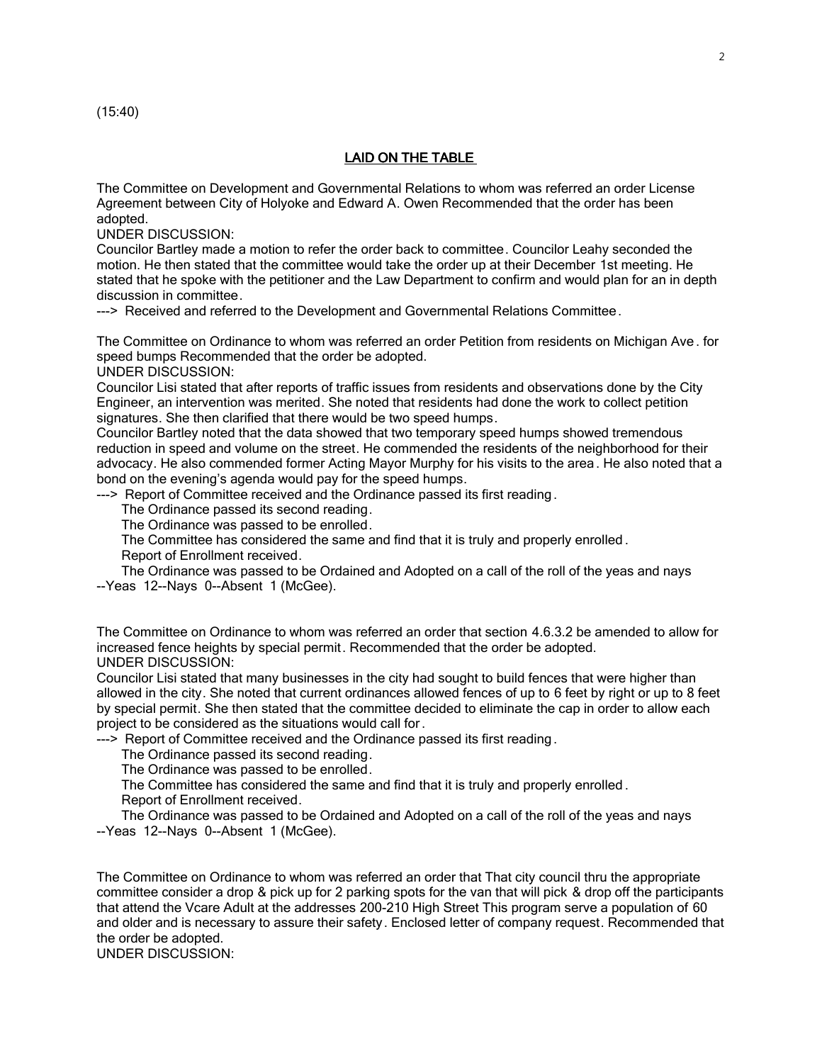(15:40)

## LAID ON THE TABLE

The Committee on Development and Governmental Relations to whom was referred an order License Agreement between City of Holyoke and Edward A. Owen Recommended that the order has been adopted.
UNDER DISCUSSION:
Councilor Bartley made a motion to refer the order back to committee. Councilor Leahy seconded the motion. He then stated that the committee would take the order up at their December 1st meeting. He stated that he spoke with the petitioner and the Law Department to confirm and would plan for an in depth discussion in committee.
---> Received and referred to the Development and Governmental Relations Committee.

The Committee on Ordinance to whom was referred an order Petition from residents on Michigan Ave. for speed bumps Recommended that the order be adopted.
UNDER DISCUSSION:
Councilor Lisi stated that after reports of traffic issues from residents and observations done by the City Engineer, an intervention was merited. She noted that residents had done the work to collect petition signatures. She then clarified that there would be two speed humps.
Councilor Bartley noted that the data showed that two temporary speed humps showed tremendous reduction in speed and volume on the street. He commended the residents of the neighborhood for their advocacy. He also commended former Acting Mayor Murphy for his visits to the area. He also noted that a bond on the evening's agenda would pay for the speed humps.
---> Report of Committee received and the Ordinance passed its first reading.
The Ordinance passed its second reading.
The Ordinance was passed to be enrolled.
The Committee has considered the same and find that it is truly and properly enrolled.
Report of Enrollment received.
The Ordinance was passed to be Ordained and Adopted on a call of the roll of the yeas and nays --Yeas 12--Nays 0--Absent 1 (McGee).

The Committee on Ordinance to whom was referred an order that section 4.6.3.2 be amended to allow for increased fence heights by special permit. Recommended that the order be adopted.
UNDER DISCUSSION:
Councilor Lisi stated that many businesses in the city had sought to build fences that were higher than allowed in the city. She noted that current ordinances allowed fences of up to 6 feet by right or up to 8 feet by special permit. She then stated that the committee decided to eliminate the cap in order to allow each project to be considered as the situations would call for.
---> Report of Committee received and the Ordinance passed its first reading.
The Ordinance passed its second reading.
The Ordinance was passed to be enrolled.
The Committee has considered the same and find that it is truly and properly enrolled.
Report of Enrollment received.
The Ordinance was passed to be Ordained and Adopted on a call of the roll of the yeas and nays --Yeas 12--Nays 0--Absent 1 (McGee).

The Committee on Ordinance to whom was referred an order that That city council thru the appropriate committee consider a drop & pick up for 2 parking spots for the van that will pick & drop off the participants that attend the Vcare Adult at the addresses 200-210 High Street This program serve a population of 60 and older and is necessary to assure their safety. Enclosed letter of company request. Recommended that the order be adopted.
UNDER DISCUSSION: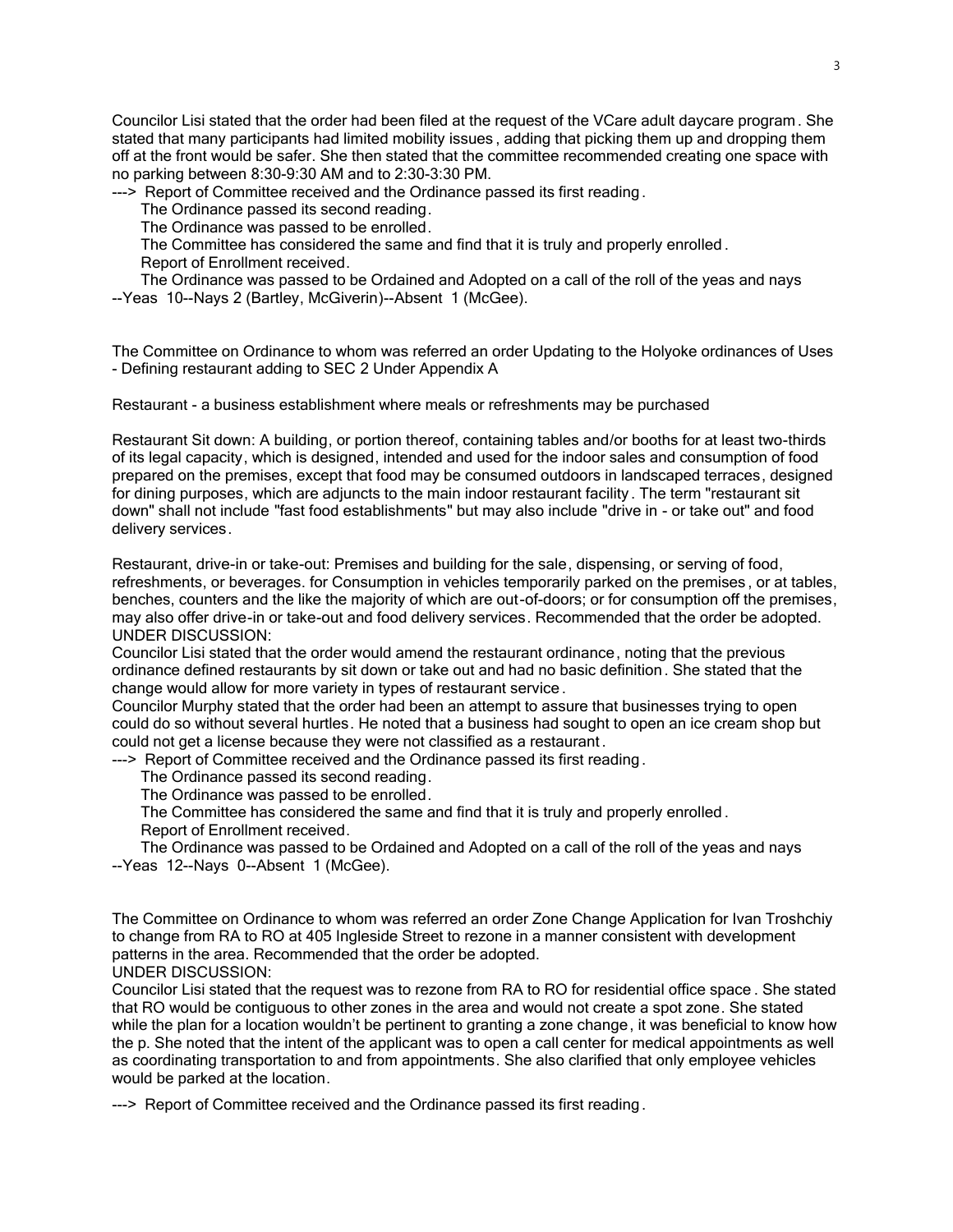Councilor Lisi stated that the order had been filed at the request of the VCare adult daycare program. She stated that many participants had limited mobility issues, adding that picking them up and dropping them off at the front would be safer. She then stated that the committee recommended creating one space with no parking between 8:30-9:30 AM and to 2:30-3:30 PM.

---> Report of Committee received and the Ordinance passed its first reading.
    The Ordinance passed its second reading.
    The Ordinance was passed to be enrolled.
    The Committee has considered the same and find that it is truly and properly enrolled.
    Report of Enrollment received.
    The Ordinance was passed to be Ordained and Adopted on a call of the roll of the yeas and nays
--Yeas 10--Nays 2 (Bartley, McGiverin)--Absent 1 (McGee).

The Committee on Ordinance to whom was referred an order Updating to the Holyoke ordinances of Uses - Defining restaurant adding to SEC 2 Under Appendix A

Restaurant - a business establishment where meals or refreshments may be purchased

Restaurant Sit down: A building, or portion thereof, containing tables and/or booths for at least two-thirds of its legal capacity, which is designed, intended and used for the indoor sales and consumption of food prepared on the premises, except that food may be consumed outdoors in landscaped terraces, designed for dining purposes, which are adjuncts to the main indoor restaurant facility. The term "restaurant sit down" shall not include "fast food establishments" but may also include "drive in - or take out" and food delivery services.

Restaurant, drive-in or take-out: Premises and building for the sale, dispensing, or serving of food, refreshments, or beverages. for Consumption in vehicles temporarily parked on the premises, or at tables, benches, counters and the like the majority of which are out-of-doors; or for consumption off the premises, may also offer drive-in or take-out and food delivery services. Recommended that the order be adopted.
UNDER DISCUSSION:
Councilor Lisi stated that the order would amend the restaurant ordinance, noting that the previous ordinance defined restaurants by sit down or take out and had no basic definition. She stated that the change would allow for more variety in types of restaurant service.
Councilor Murphy stated that the order had been an attempt to assure that businesses trying to open could do so without several hurtles. He noted that a business had sought to open an ice cream shop but could not get a license because they were not classified as a restaurant.

---> Report of Committee received and the Ordinance passed its first reading.
    The Ordinance passed its second reading.
    The Ordinance was passed to be enrolled.
    The Committee has considered the same and find that it is truly and properly enrolled.
    Report of Enrollment received.
    The Ordinance was passed to be Ordained and Adopted on a call of the roll of the yeas and nays
--Yeas 12--Nays 0--Absent 1 (McGee).

The Committee on Ordinance to whom was referred an order Zone Change Application for Ivan Troshchiy to change from RA to RO at 405 Ingleside Street to rezone in a manner consistent with development patterns in the area. Recommended that the order be adopted.
UNDER DISCUSSION:
Councilor Lisi stated that the request was to rezone from RA to RO for residential office space. She stated that RO would be contiguous to other zones in the area and would not create a spot zone. She stated while the plan for a location wouldn't be pertinent to granting a zone change, it was beneficial to know how the p. She noted that the intent of the applicant was to open a call center for medical appointments as well as coordinating transportation to and from appointments. She also clarified that only employee vehicles would be parked at the location.

---> Report of Committee received and the Ordinance passed its first reading.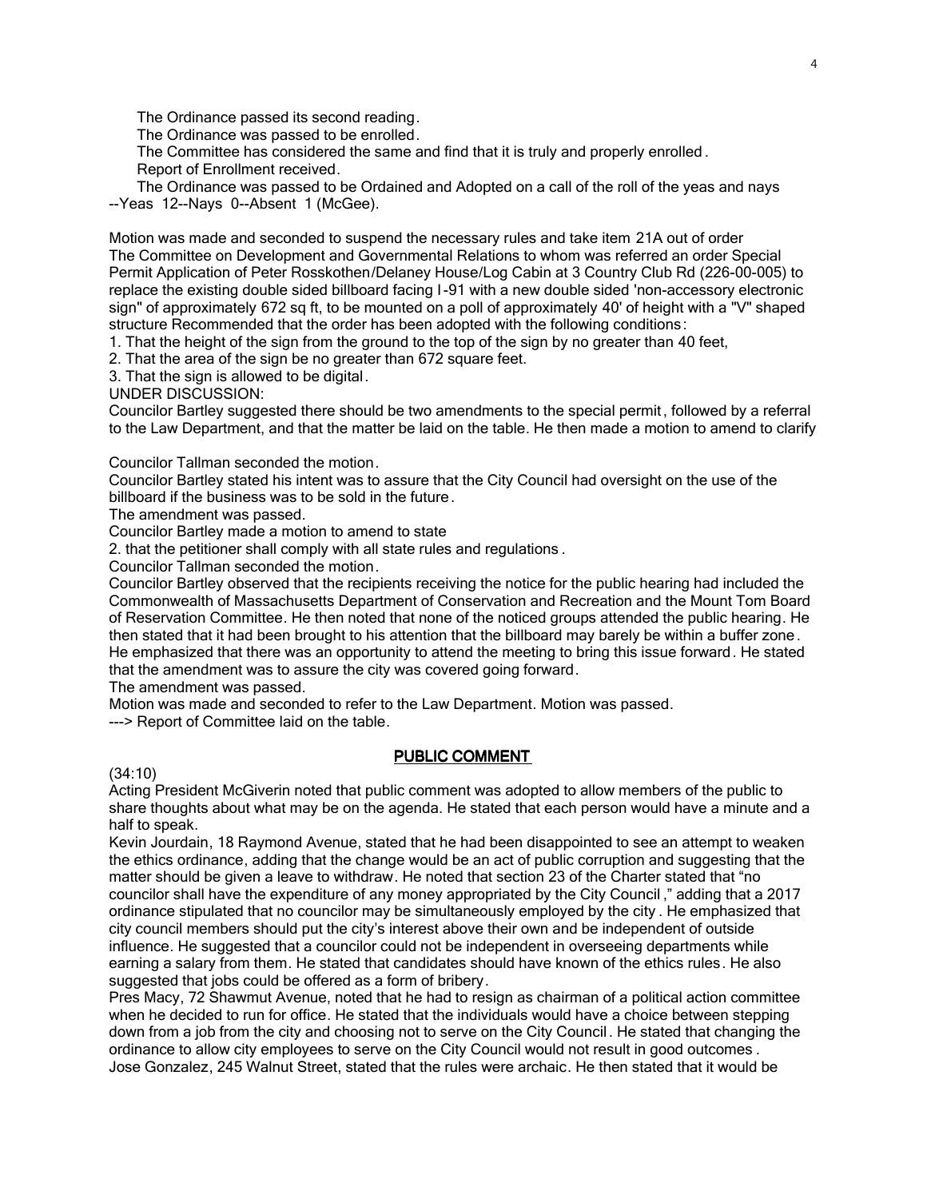The Ordinance passed its second reading.

The Ordinance was passed to be enrolled.

The Committee has considered the same and find that it is truly and properly enrolled.

Report of Enrollment received.

The Ordinance was passed to be Ordained and Adopted on a call of the roll of the yeas and nays --Yeas 12--Nays 0--Absent 1 (McGee).

Motion was made and seconded to suspend the necessary rules and take item 21A out of order
The Committee on Development and Governmental Relations to whom was referred an order Special Permit Application of Peter Rosskothen/Delaney House/Log Cabin at 3 Country Club Rd (226-00-005) to replace the existing double sided billboard facing I-91 with a new double sided 'non-accessory electronic sign" of approximately 672 sq ft, to be mounted on a poll of approximately 40' of height with a "V" shaped structure Recommended that the order has been adopted with the following conditions:

1. That the height of the sign from the ground to the top of the sign by no greater than 40 feet,
2. That the area of the sign be no greater than 672 square feet.
3. That the sign is allowed to be digital.

UNDER DISCUSSION:

Councilor Bartley suggested there should be two amendments to the special permit, followed by a referral to the Law Department, and that the matter be laid on the table. He then made a motion to amend to clarify

Councilor Tallman seconded the motion.

Councilor Bartley stated his intent was to assure that the City Council had oversight on the use of the billboard if the business was to be sold in the future.

The amendment was passed.

Councilor Bartley made a motion to amend to state

2. that the petitioner shall comply with all state rules and regulations.

Councilor Tallman seconded the motion.

Councilor Bartley observed that the recipients receiving the notice for the public hearing had included the Commonwealth of Massachusetts Department of Conservation and Recreation and the Mount Tom Board of Reservation Committee. He then noted that none of the noticed groups attended the public hearing. He then stated that it had been brought to his attention that the billboard may barely be within a buffer zone. He emphasized that there was an opportunity to attend the meeting to bring this issue forward. He stated that the amendment was to assure the city was covered going forward.

The amendment was passed.

Motion was made and seconded to refer to the Law Department. Motion was passed.

---> Report of Committee laid on the table.

## PUBLIC COMMENT

(34:10)

Acting President McGiverin noted that public comment was adopted to allow members of the public to share thoughts about what may be on the agenda. He stated that each person would have a minute and a half to speak.

Kevin Jourdain, 18 Raymond Avenue, stated that he had been disappointed to see an attempt to weaken the ethics ordinance, adding that the change would be an act of public corruption and suggesting that the matter should be given a leave to withdraw. He noted that section 23 of the Charter stated that "no councilor shall have the expenditure of any money appropriated by the City Council," adding that a 2017 ordinance stipulated that no councilor may be simultaneously employed by the city. He emphasized that city council members should put the city's interest above their own and be independent of outside influence. He suggested that a councilor could not be independent in overseeing departments while earning a salary from them. He stated that candidates should have known of the ethics rules. He also suggested that jobs could be offered as a form of bribery.

Pres Macy, 72 Shawmut Avenue, noted that he had to resign as chairman of a political action committee when he decided to run for office. He stated that the individuals would have a choice between stepping down from a job from the city and choosing not to serve on the City Council. He stated that changing the ordinance to allow city employees to serve on the City Council would not result in good outcomes.

Jose Gonzalez, 245 Walnut Street, stated that the rules were archaic. He then stated that it would be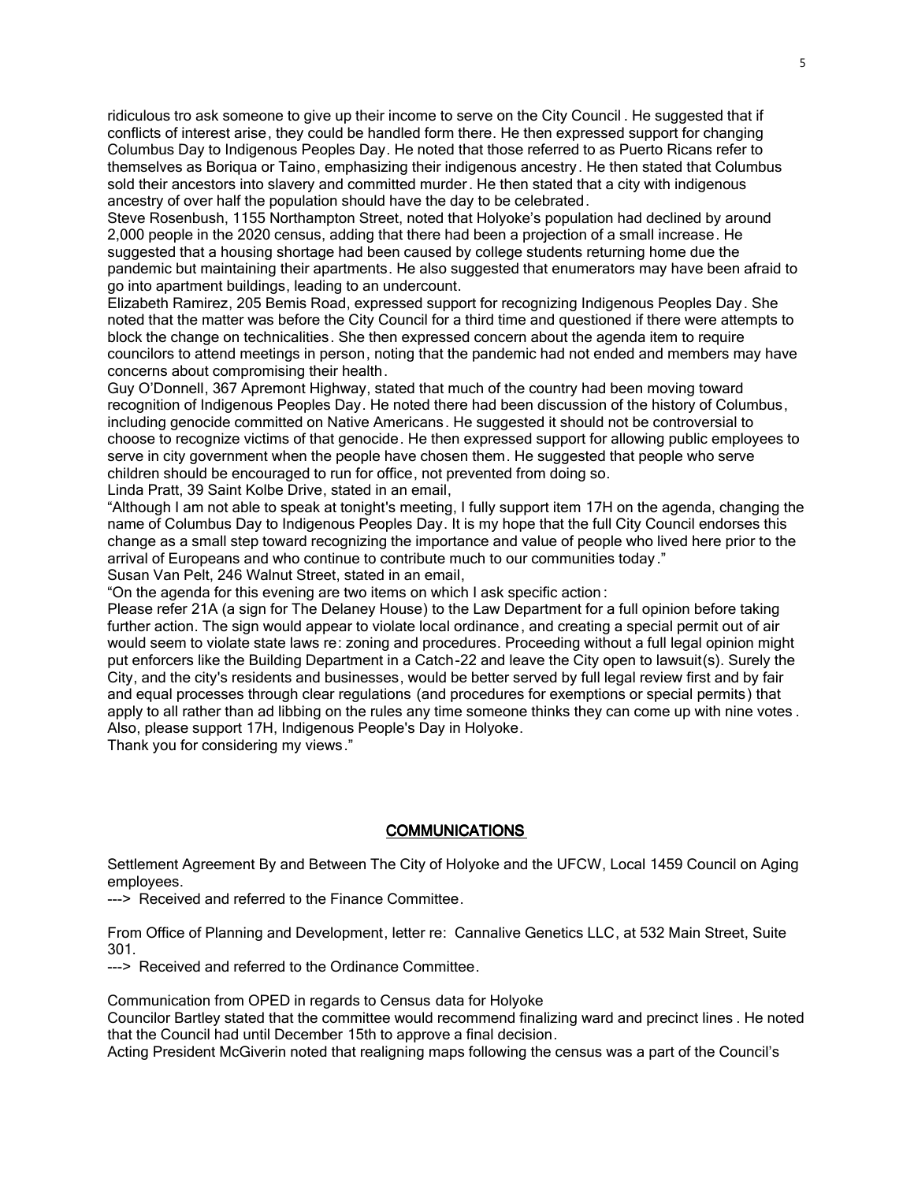ridiculous tro ask someone to give up their income to serve on the City Council. He suggested that if conflicts of interest arise, they could be handled form there. He then expressed support for changing Columbus Day to Indigenous Peoples Day. He noted that those referred to as Puerto Ricans refer to themselves as Boriqua or Taino, emphasizing their indigenous ancestry. He then stated that Columbus sold their ancestors into slavery and committed murder. He then stated that a city with indigenous ancestry of over half the population should have the day to be celebrated.

Steve Rosenbush, 1155 Northampton Street, noted that Holyoke's population had declined by around 2,000 people in the 2020 census, adding that there had been a projection of a small increase. He suggested that a housing shortage had been caused by college students returning home due the pandemic but maintaining their apartments. He also suggested that enumerators may have been afraid to go into apartment buildings, leading to an undercount.

Elizabeth Ramirez, 205 Bemis Road, expressed support for recognizing Indigenous Peoples Day. She noted that the matter was before the City Council for a third time and questioned if there were attempts to block the change on technicalities. She then expressed concern about the agenda item to require councilors to attend meetings in person, noting that the pandemic had not ended and members may have concerns about compromising their health.

Guy O'Donnell, 367 Apremont Highway, stated that much of the country had been moving toward recognition of Indigenous Peoples Day. He noted there had been discussion of the history of Columbus, including genocide committed on Native Americans. He suggested it should not be controversial to choose to recognize victims of that genocide. He then expressed support for allowing public employees to serve in city government when the people have chosen them. He suggested that people who serve children should be encouraged to run for office, not prevented from doing so.

Linda Pratt, 39 Saint Kolbe Drive, stated in an email,

"Although I am not able to speak at tonight's meeting, I fully support item 17H on the agenda, changing the name of Columbus Day to Indigenous Peoples Day. It is my hope that the full City Council endorses this change as a small step toward recognizing the importance and value of people who lived here prior to the arrival of Europeans and who continue to contribute much to our communities today."

Susan Van Pelt, 246 Walnut Street, stated in an email,

"On the agenda for this evening are two items on which I ask specific action:

Please refer 21A (a sign for The Delaney House) to the Law Department for a full opinion before taking further action. The sign would appear to violate local ordinance, and creating a special permit out of air would seem to violate state laws re: zoning and procedures. Proceeding without a full legal opinion might put enforcers like the Building Department in a Catch-22 and leave the City open to lawsuit(s). Surely the City, and the city's residents and businesses, would be better served by full legal review first and by fair and equal processes through clear regulations (and procedures for exemptions or special permits) that apply to all rather than ad libbing on the rules any time someone thinks they can come up with nine votes. Also, please support 17H, Indigenous People's Day in Holyoke.

Thank you for considering my views."

## COMMUNICATIONS

Settlement Agreement By and Between The City of Holyoke and the UFCW, Local 1459 Council on Aging employees.

---> Received and referred to the Finance Committee.

From Office of Planning and Development, letter re: Cannalive Genetics LLC, at 532 Main Street, Suite 301.

---> Received and referred to the Ordinance Committee.

Communication from OPED in regards to Census data for Holyoke

Councilor Bartley stated that the committee would recommend finalizing ward and precinct lines. He noted that the Council had until December 15th to approve a final decision.

Acting President McGiverin noted that realigning maps following the census was a part of the Council's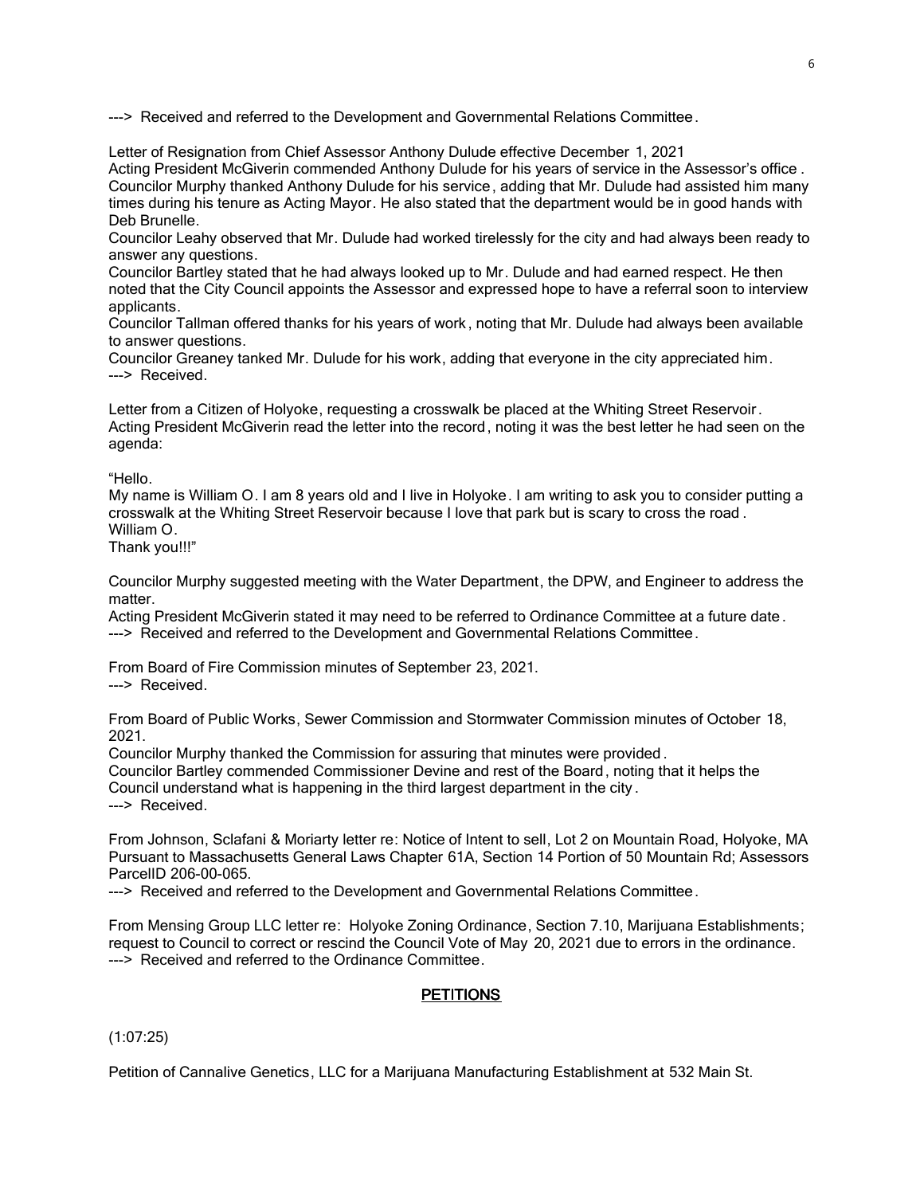---> Received and referred to the Development and Governmental Relations Committee.

Letter of Resignation from Chief Assessor Anthony Dulude effective December 1, 2021
Acting President McGiverin commended Anthony Dulude for his years of service in the Assessor's office. Councilor Murphy thanked Anthony Dulude for his service, adding that Mr. Dulude had assisted him many times during his tenure as Acting Mayor. He also stated that the department would be in good hands with Deb Brunelle.
Councilor Leahy observed that Mr. Dulude had worked tirelessly for the city and had always been ready to answer any questions.
Councilor Bartley stated that he had always looked up to Mr. Dulude and had earned respect. He then noted that the City Council appoints the Assessor and expressed hope to have a referral soon to interview applicants.
Councilor Tallman offered thanks for his years of work, noting that Mr. Dulude had always been available to answer questions.
Councilor Greaney tanked Mr. Dulude for his work, adding that everyone in the city appreciated him.
---> Received.

Letter from a Citizen of Holyoke, requesting a crosswalk be placed at the Whiting Street Reservoir.
Acting President McGiverin read the letter into the record, noting it was the best letter he had seen on the agenda:

"Hello.
My name is William O. I am 8 years old and I live in Holyoke. I am writing to ask you to consider putting a crosswalk at the Whiting Street Reservoir because I love that park but is scary to cross the road.
William O.
Thank you!!!"

Councilor Murphy suggested meeting with the Water Department, the DPW, and Engineer to address the matter.
Acting President McGiverin stated it may need to be referred to Ordinance Committee at a future date.
---> Received and referred to the Development and Governmental Relations Committee.

From Board of Fire Commission minutes of September 23, 2021.
---> Received.

From Board of Public Works, Sewer Commission and Stormwater Commission minutes of October 18, 2021.
Councilor Murphy thanked the Commission for assuring that minutes were provided.
Councilor Bartley commended Commissioner Devine and rest of the Board, noting that it helps the Council understand what is happening in the third largest department in the city.
---> Received.

From Johnson, Sclafani & Moriarty letter re: Notice of Intent to sell, Lot 2 on Mountain Road, Holyoke, MA Pursuant to Massachusetts General Laws Chapter 61A, Section 14 Portion of 50 Mountain Rd; Assessors ParcelID 206-00-065.
---> Received and referred to the Development and Governmental Relations Committee.

From Mensing Group LLC letter re: Holyoke Zoning Ordinance, Section 7.10, Marijuana Establishments; request to Council to correct or rescind the Council Vote of May 20, 2021 due to errors in the ordinance.
---> Received and referred to the Ordinance Committee.

## PETITIONS

(1:07:25)

Petition of Cannalive Genetics, LLC for a Marijuana Manufacturing Establishment at 532 Main St.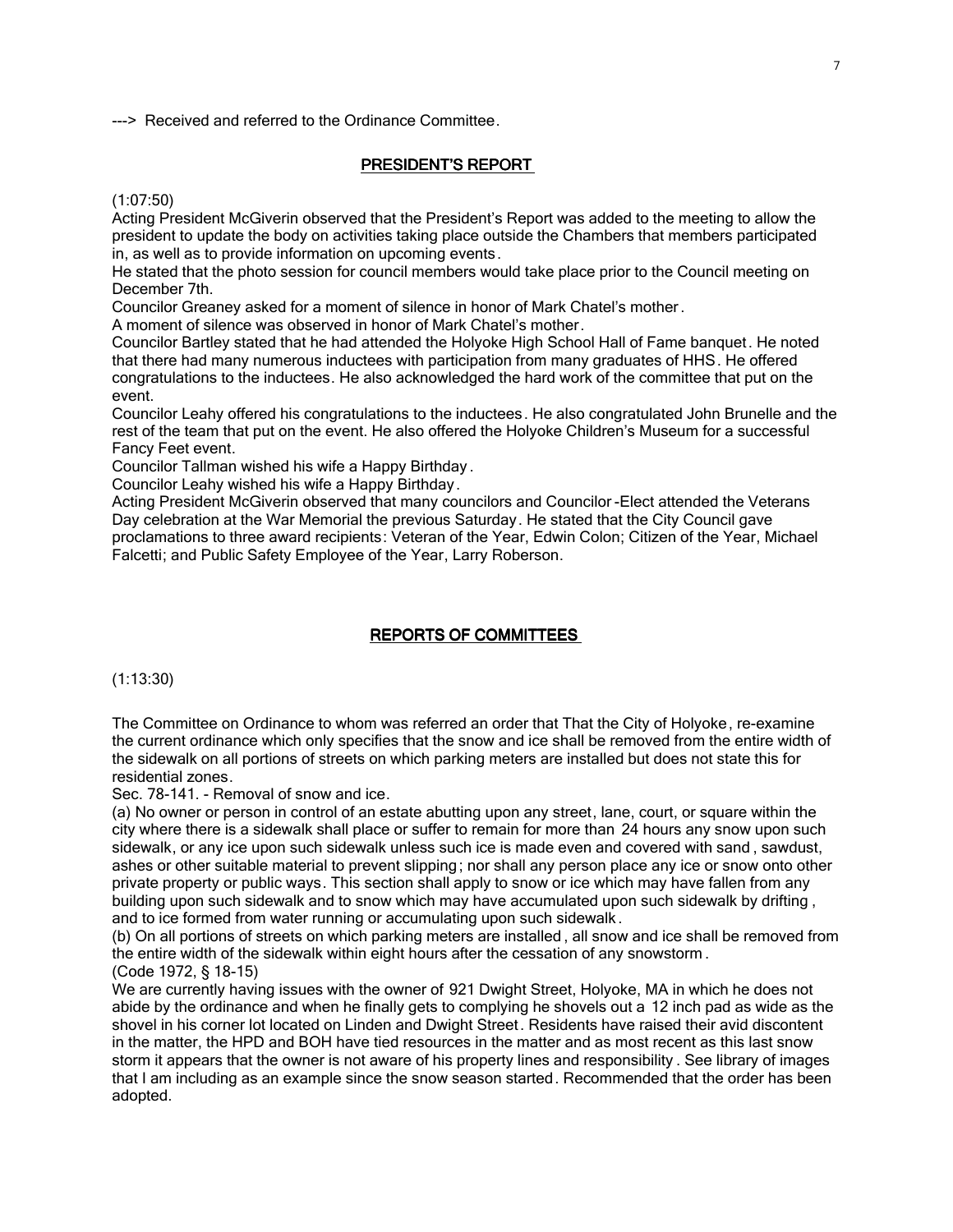---> Received and referred to the Ordinance Committee.

## PRESIDENT'S REPORT

(1:07:50)

Acting President McGiverin observed that the President's Report was added to the meeting to allow the president to update the body on activities taking place outside the Chambers that members participated in, as well as to provide information on upcoming events.

He stated that the photo session for council members would take place prior to the Council meeting on December 7th.

Councilor Greaney asked for a moment of silence in honor of Mark Chatel's mother.

A moment of silence was observed in honor of Mark Chatel's mother.

Councilor Bartley stated that he had attended the Holyoke High School Hall of Fame banquet. He noted that there had many numerous inductees with participation from many graduates of HHS. He offered congratulations to the inductees. He also acknowledged the hard work of the committee that put on the event.

Councilor Leahy offered his congratulations to the inductees. He also congratulated John Brunelle and the rest of the team that put on the event. He also offered the Holyoke Children's Museum for a successful Fancy Feet event.

Councilor Tallman wished his wife a Happy Birthday.

Councilor Leahy wished his wife a Happy Birthday.

Acting President McGiverin observed that many councilors and Councilor-Elect attended the Veterans Day celebration at the War Memorial the previous Saturday. He stated that the City Council gave proclamations to three award recipients: Veteran of the Year, Edwin Colon; Citizen of the Year, Michael Falcetti; and Public Safety Employee of the Year, Larry Roberson.

## REPORTS OF COMMITTEES

(1:13:30)

The Committee on Ordinance to whom was referred an order that That the City of Holyoke, re-examine the current ordinance which only specifies that the snow and ice shall be removed from the entire width of the sidewalk on all portions of streets on which parking meters are installed but does not state this for residential zones.

Sec. 78-141. - Removal of snow and ice.

(a) No owner or person in control of an estate abutting upon any street, lane, court, or square within the city where there is a sidewalk shall place or suffer to remain for more than 24 hours any snow upon such sidewalk, or any ice upon such sidewalk unless such ice is made even and covered with sand, sawdust, ashes or other suitable material to prevent slipping; nor shall any person place any ice or snow onto other private property or public ways. This section shall apply to snow or ice which may have fallen from any building upon such sidewalk and to snow which may have accumulated upon such sidewalk by drifting, and to ice formed from water running or accumulating upon such sidewalk.

(b) On all portions of streets on which parking meters are installed, all snow and ice shall be removed from the entire width of the sidewalk within eight hours after the cessation of any snowstorm.

(Code 1972, § 18-15)

We are currently having issues with the owner of 921 Dwight Street, Holyoke, MA in which he does not abide by the ordinance and when he finally gets to complying he shovels out a 12 inch pad as wide as the shovel in his corner lot located on Linden and Dwight Street. Residents have raised their avid discontent in the matter, the HPD and BOH have tied resources in the matter and as most recent as this last snow storm it appears that the owner is not aware of his property lines and responsibility. See library of images that I am including as an example since the snow season started. Recommended that the order has been adopted.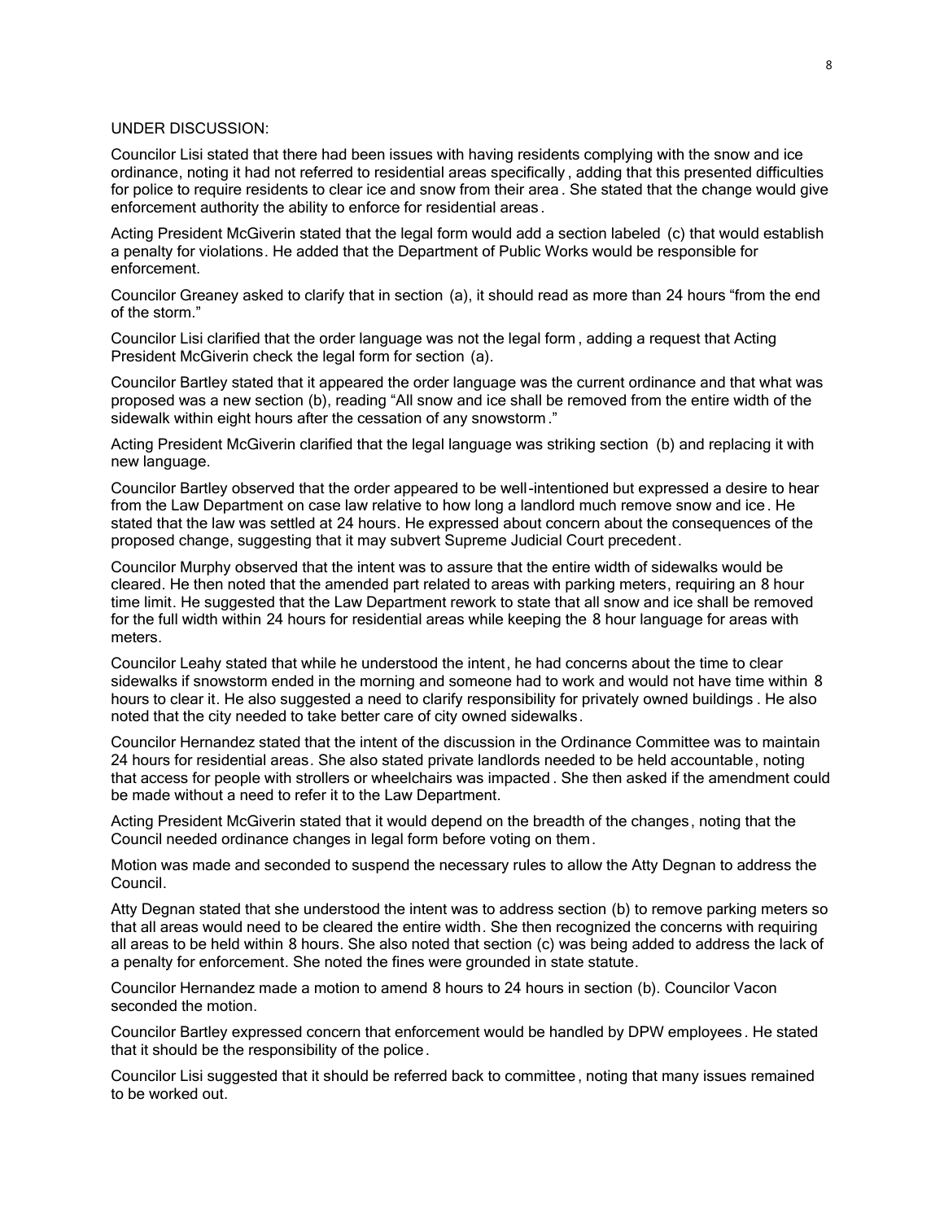UNDER DISCUSSION:

Councilor Lisi stated that there had been issues with having residents complying with the snow and ice ordinance, noting it had not referred to residential areas specifically, adding that this presented difficulties for police to require residents to clear ice and snow from their area. She stated that the change would give enforcement authority the ability to enforce for residential areas.

Acting President McGiverin stated that the legal form would add a section labeled (c) that would establish a penalty for violations. He added that the Department of Public Works would be responsible for enforcement.

Councilor Greaney asked to clarify that in section (a), it should read as more than 24 hours "from the end of the storm."

Councilor Lisi clarified that the order language was not the legal form, adding a request that Acting President McGiverin check the legal form for section (a).

Councilor Bartley stated that it appeared the order language was the current ordinance and that what was proposed was a new section (b), reading "All snow and ice shall be removed from the entire width of the sidewalk within eight hours after the cessation of any snowstorm."

Acting President McGiverin clarified that the legal language was striking section (b) and replacing it with new language.

Councilor Bartley observed that the order appeared to be well-intentioned but expressed a desire to hear from the Law Department on case law relative to how long a landlord much remove snow and ice. He stated that the law was settled at 24 hours. He expressed about concern about the consequences of the proposed change, suggesting that it may subvert Supreme Judicial Court precedent.

Councilor Murphy observed that the intent was to assure that the entire width of sidewalks would be cleared. He then noted that the amended part related to areas with parking meters, requiring an 8 hour time limit. He suggested that the Law Department rework to state that all snow and ice shall be removed for the full width within 24 hours for residential areas while keeping the 8 hour language for areas with meters.

Councilor Leahy stated that while he understood the intent, he had concerns about the time to clear sidewalks if snowstorm ended in the morning and someone had to work and would not have time within 8 hours to clear it. He also suggested a need to clarify responsibility for privately owned buildings. He also noted that the city needed to take better care of city owned sidewalks.

Councilor Hernandez stated that the intent of the discussion in the Ordinance Committee was to maintain 24 hours for residential areas. She also stated private landlords needed to be held accountable, noting that access for people with strollers or wheelchairs was impacted. She then asked if the amendment could be made without a need to refer it to the Law Department.

Acting President McGiverin stated that it would depend on the breadth of the changes, noting that the Council needed ordinance changes in legal form before voting on them.

Motion was made and seconded to suspend the necessary rules to allow the Atty Degnan to address the Council.

Atty Degnan stated that she understood the intent was to address section (b) to remove parking meters so that all areas would need to be cleared the entire width. She then recognized the concerns with requiring all areas to be held within 8 hours. She also noted that section (c) was being added to address the lack of a penalty for enforcement. She noted the fines were grounded in state statute.

Councilor Hernandez made a motion to amend 8 hours to 24 hours in section (b). Councilor Vacon seconded the motion.

Councilor Bartley expressed concern that enforcement would be handled by DPW employees. He stated that it should be the responsibility of the police.

Councilor Lisi suggested that it should be referred back to committee, noting that many issues remained to be worked out.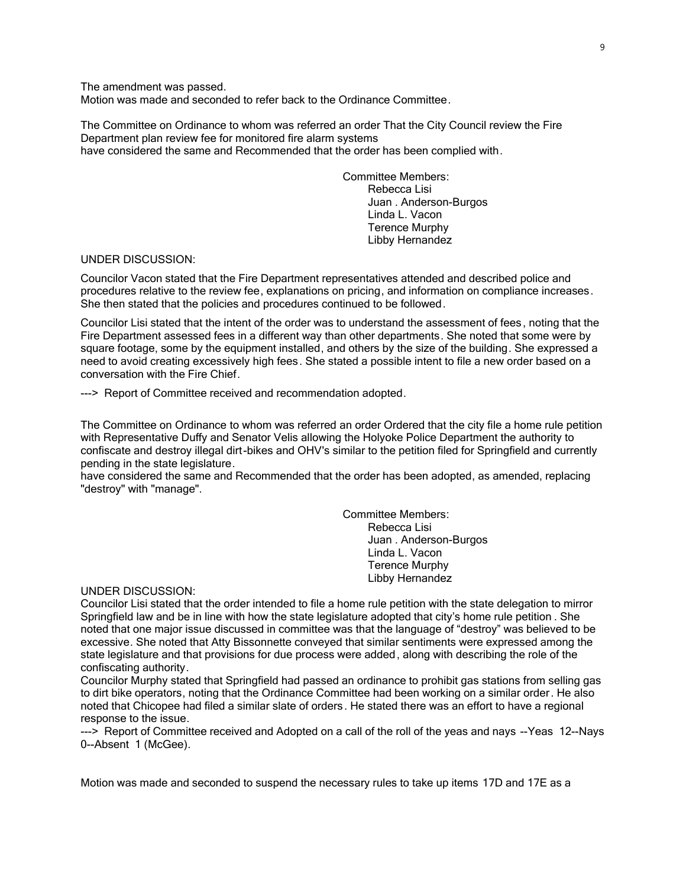The amendment was passed.
Motion was made and seconded to refer back to the Ordinance Committee.

The Committee on Ordinance to whom was referred an order That the City Council review the Fire Department plan review fee for monitored fire alarm systems
have considered the same and Recommended that the order has been complied with.

Committee Members:
Rebecca Lisi
Juan . Anderson-Burgos
Linda L. Vacon
Terence Murphy
Libby Hernandez

UNDER DISCUSSION:

Councilor Vacon stated that the Fire Department representatives attended and described police and procedures relative to the review fee, explanations on pricing, and information on compliance increases. She then stated that the policies and procedures continued to be followed.

Councilor Lisi stated that the intent of the order was to understand the assessment of fees, noting that the Fire Department assessed fees in a different way than other departments. She noted that some were by square footage, some by the equipment installed, and others by the size of the building. She expressed a need to avoid creating excessively high fees. She stated a possible intent to file a new order based on a conversation with the Fire Chief.

---> Report of Committee received and recommendation adopted.

The Committee on Ordinance to whom was referred an order Ordered that the city file a home rule petition with Representative Duffy and Senator Velis allowing the Holyoke Police Department the authority to confiscate and destroy illegal dirt-bikes and OHV's similar to the petition filed for Springfield and currently pending in the state legislature.
have considered the same and Recommended that the order has been adopted, as amended, replacing "destroy" with "manage".

Committee Members:
Rebecca Lisi
Juan . Anderson-Burgos
Linda L. Vacon
Terence Murphy
Libby Hernandez

UNDER DISCUSSION:
Councilor Lisi stated that the order intended to file a home rule petition with the state delegation to mirror Springfield law and be in line with how the state legislature adopted that city's home rule petition. She noted that one major issue discussed in committee was that the language of "destroy" was believed to be excessive. She noted that Atty Bissonnette conveyed that similar sentiments were expressed among the state legislature and that provisions for due process were added, along with describing the role of the confiscating authority.
Councilor Murphy stated that Springfield had passed an ordinance to prohibit gas stations from selling gas to dirt bike operators, noting that the Ordinance Committee had been working on a similar order. He also noted that Chicopee had filed a similar slate of orders. He stated there was an effort to have a regional response to the issue.
---> Report of Committee received and Adopted on a call of the roll of the yeas and nays --Yeas 12--Nays 0--Absent 1 (McGee).

Motion was made and seconded to suspend the necessary rules to take up items 17D and 17E as a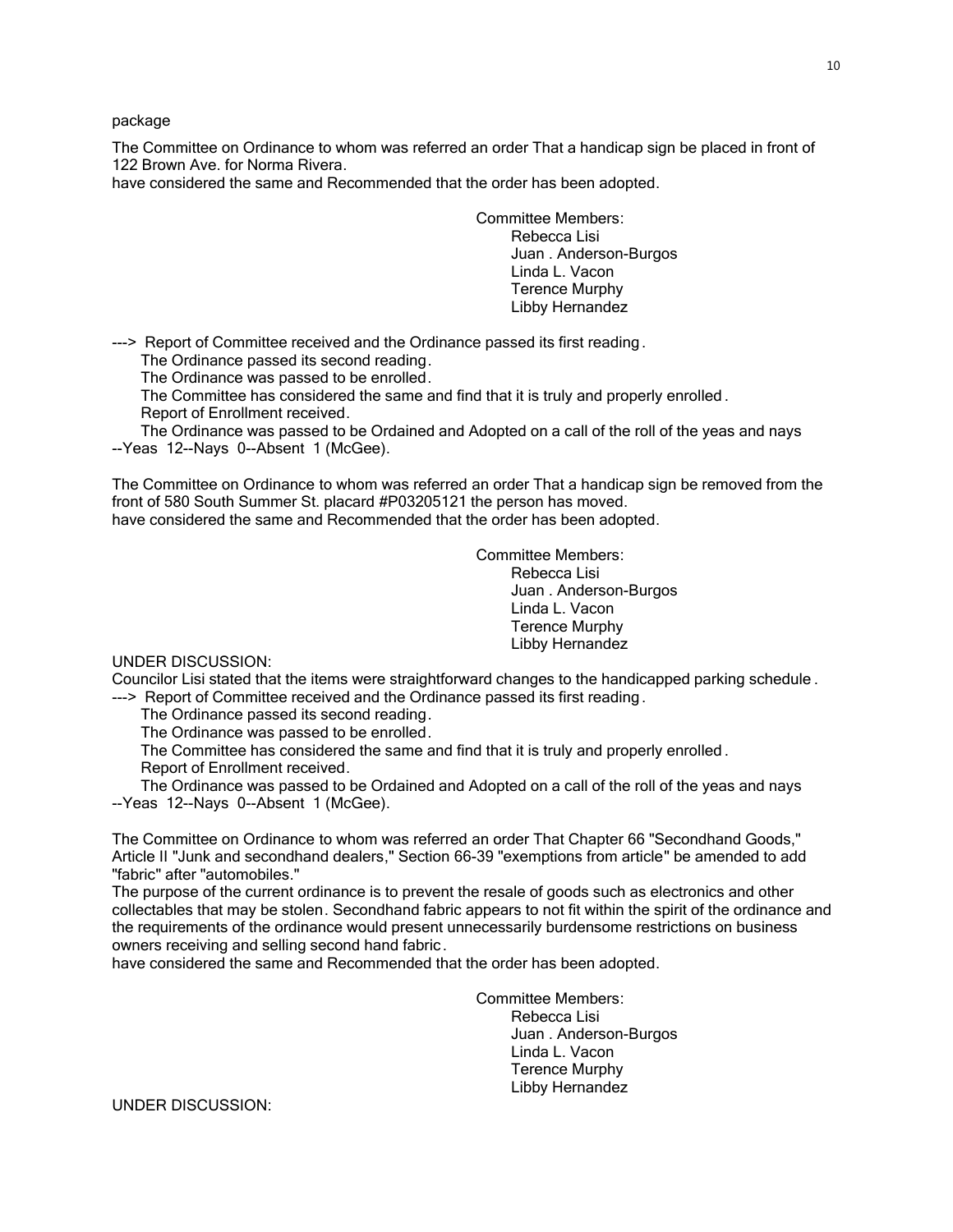package

The Committee on Ordinance to whom was referred an order That a handicap sign be placed in front of 122 Brown Ave. for Norma Rivera.
have considered the same and Recommended that the order has been adopted.

Committee Members:
Rebecca Lisi
Juan . Anderson-Burgos
Linda L. Vacon
Terence Murphy
Libby Hernandez

---> Report of Committee received and the Ordinance passed its first reading.
The Ordinance passed its second reading.
The Ordinance was passed to be enrolled.
The Committee has considered the same and find that it is truly and properly enrolled.
Report of Enrollment received.
The Ordinance was passed to be Ordained and Adopted on a call of the roll of the yeas and nays
--Yeas 12--Nays 0--Absent 1 (McGee).

The Committee on Ordinance to whom was referred an order That a handicap sign be removed from the front of 580 South Summer St. placard #P03205121 the person has moved.
have considered the same and Recommended that the order has been adopted.

Committee Members:
Rebecca Lisi
Juan . Anderson-Burgos
Linda L. Vacon
Terence Murphy
Libby Hernandez

UNDER DISCUSSION:
Councilor Lisi stated that the items were straightforward changes to the handicapped parking schedule.
---> Report of Committee received and the Ordinance passed its first reading.
The Ordinance passed its second reading.
The Ordinance was passed to be enrolled.
The Committee has considered the same and find that it is truly and properly enrolled.
Report of Enrollment received.
The Ordinance was passed to be Ordained and Adopted on a call of the roll of the yeas and nays
--Yeas 12--Nays 0--Absent 1 (McGee).

The Committee on Ordinance to whom was referred an order That Chapter 66 "Secondhand Goods," Article II "Junk and secondhand dealers," Section 66-39 "exemptions from article" be amended to add "fabric" after "automobiles."
The purpose of the current ordinance is to prevent the resale of goods such as electronics and other collectables that may be stolen. Secondhand fabric appears to not fit within the spirit of the ordinance and the requirements of the ordinance would present unnecessarily burdensome restrictions on business owners receiving and selling second hand fabric.
have considered the same and Recommended that the order has been adopted.

Committee Members:
Rebecca Lisi
Juan . Anderson-Burgos
Linda L. Vacon
Terence Murphy
Libby Hernandez

UNDER DISCUSSION: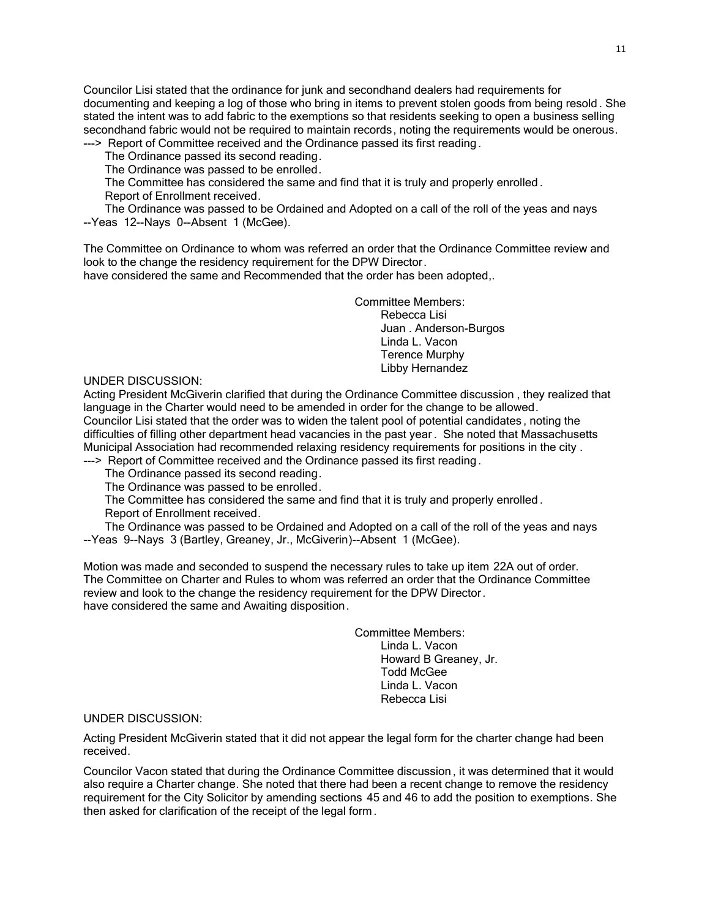Councilor Lisi stated that the ordinance for junk and secondhand dealers had requirements for documenting and keeping a log of those who bring in items to prevent stolen goods from being resold. She stated the intent was to add fabric to the exemptions so that residents seeking to open a business selling secondhand fabric would not be required to maintain records, noting the requirements would be onerous.

---> Report of Committee received and the Ordinance passed its first reading.

The Ordinance passed its second reading.

The Ordinance was passed to be enrolled.

The Committee has considered the same and find that it is truly and properly enrolled.

Report of Enrollment received.

The Ordinance was passed to be Ordained and Adopted on a call of the roll of the yeas and nays --Yeas 12--Nays 0--Absent 1 (McGee).

The Committee on Ordinance to whom was referred an order that the Ordinance Committee review and look to the change the residency requirement for the DPW Director.
have considered the same and Recommended that the order has been adopted,.

Committee Members:
Rebecca Lisi
Juan . Anderson-Burgos
Linda L. Vacon
Terence Murphy
Libby Hernandez

UNDER DISCUSSION:
Acting President McGiverin clarified that during the Ordinance Committee discussion, they realized that language in the Charter would need to be amended in order for the change to be allowed.
Councilor Lisi stated that the order was to widen the talent pool of potential candidates, noting the difficulties of filling other department head vacancies in the past year. She noted that Massachusetts Municipal Association had recommended relaxing residency requirements for positions in the city.

---> Report of Committee received and the Ordinance passed its first reading.

The Ordinance passed its second reading.

The Ordinance was passed to be enrolled.

The Committee has considered the same and find that it is truly and properly enrolled.

Report of Enrollment received.

The Ordinance was passed to be Ordained and Adopted on a call of the roll of the yeas and nays --Yeas 9--Nays 3 (Bartley, Greaney, Jr., McGiverin)--Absent 1 (McGee).

Motion was made and seconded to suspend the necessary rules to take up item 22A out of order.
The Committee on Charter and Rules to whom was referred an order that the Ordinance Committee review and look to the change the residency requirement for the DPW Director.
have considered the same and Awaiting disposition.

Committee Members:
Linda L. Vacon
Howard B Greaney, Jr.
Todd McGee
Linda L. Vacon
Rebecca Lisi

UNDER DISCUSSION:

Acting President McGiverin stated that it did not appear the legal form for the charter change had been received.

Councilor Vacon stated that during the Ordinance Committee discussion, it was determined that it would also require a Charter change. She noted that there had been a recent change to remove the residency requirement for the City Solicitor by amending sections 45 and 46 to add the position to exemptions. She then asked for clarification of the receipt of the legal form.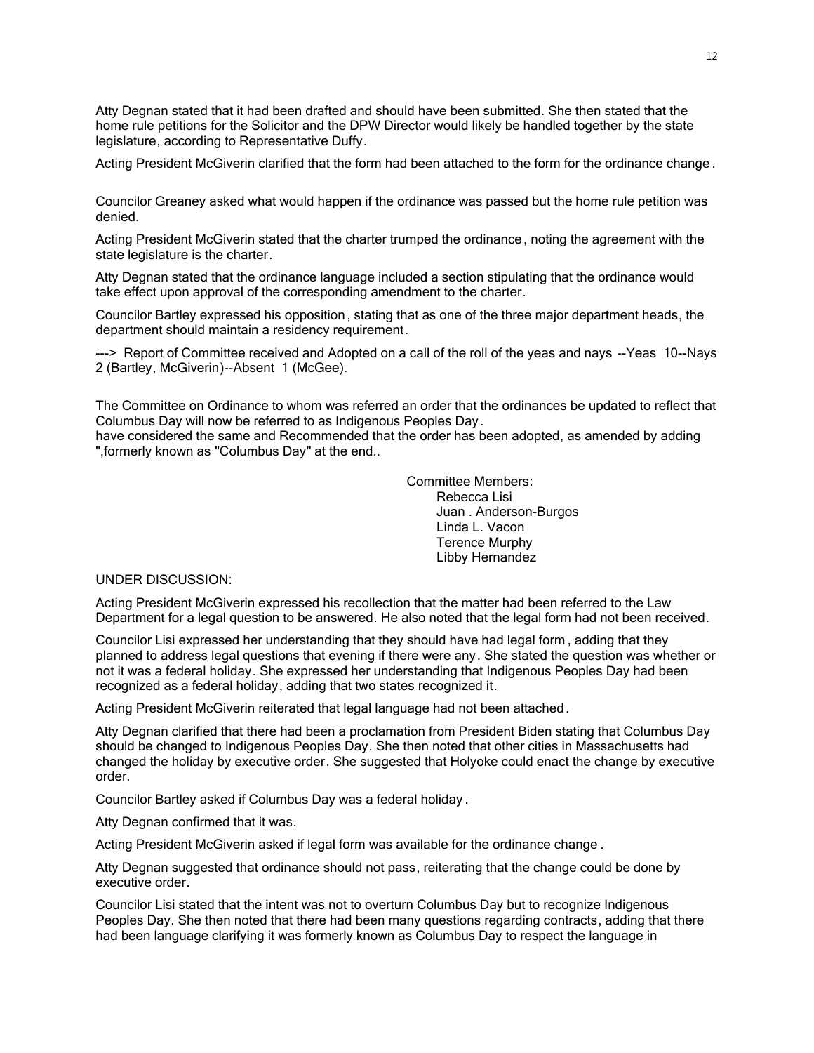Atty Degnan stated that it had been drafted and should have been submitted. She then stated that the home rule petitions for the Solicitor and the DPW Director would likely be handled together by the state legislature, according to Representative Duffy.

Acting President McGiverin clarified that the form had been attached to the form for the ordinance change.

Councilor Greaney asked what would happen if the ordinance was passed but the home rule petition was denied.

Acting President McGiverin stated that the charter trumped the ordinance, noting the agreement with the state legislature is the charter.

Atty Degnan stated that the ordinance language included a section stipulating that the ordinance would take effect upon approval of the corresponding amendment to the charter.

Councilor Bartley expressed his opposition, stating that as one of the three major department heads, the department should maintain a residency requirement.

---> Report of Committee received and Adopted on a call of the roll of the yeas and nays --Yeas 10--Nays 2 (Bartley, McGiverin)--Absent 1 (McGee).

The Committee on Ordinance to whom was referred an order that the ordinances be updated to reflect that Columbus Day will now be referred to as Indigenous Peoples Day.
have considered the same and Recommended that the order has been adopted, as amended by adding ",formerly known as "Columbus Day" at the end..

Committee Members:
Rebecca Lisi
Juan . Anderson-Burgos
Linda L. Vacon
Terence Murphy
Libby Hernandez

UNDER DISCUSSION:

Acting President McGiverin expressed his recollection that the matter had been referred to the Law Department for a legal question to be answered. He also noted that the legal form had not been received.

Councilor Lisi expressed her understanding that they should have had legal form, adding that they planned to address legal questions that evening if there were any. She stated the question was whether or not it was a federal holiday. She expressed her understanding that Indigenous Peoples Day had been recognized as a federal holiday, adding that two states recognized it.

Acting President McGiverin reiterated that legal language had not been attached.

Atty Degnan clarified that there had been a proclamation from President Biden stating that Columbus Day should be changed to Indigenous Peoples Day. She then noted that other cities in Massachusetts had changed the holiday by executive order. She suggested that Holyoke could enact the change by executive order.

Councilor Bartley asked if Columbus Day was a federal holiday.

Atty Degnan confirmed that it was.

Acting President McGiverin asked if legal form was available for the ordinance change.

Atty Degnan suggested that ordinance should not pass, reiterating that the change could be done by executive order.

Councilor Lisi stated that the intent was not to overturn Columbus Day but to recognize Indigenous Peoples Day. She then noted that there had been many questions regarding contracts, adding that there had been language clarifying it was formerly known as Columbus Day to respect the language in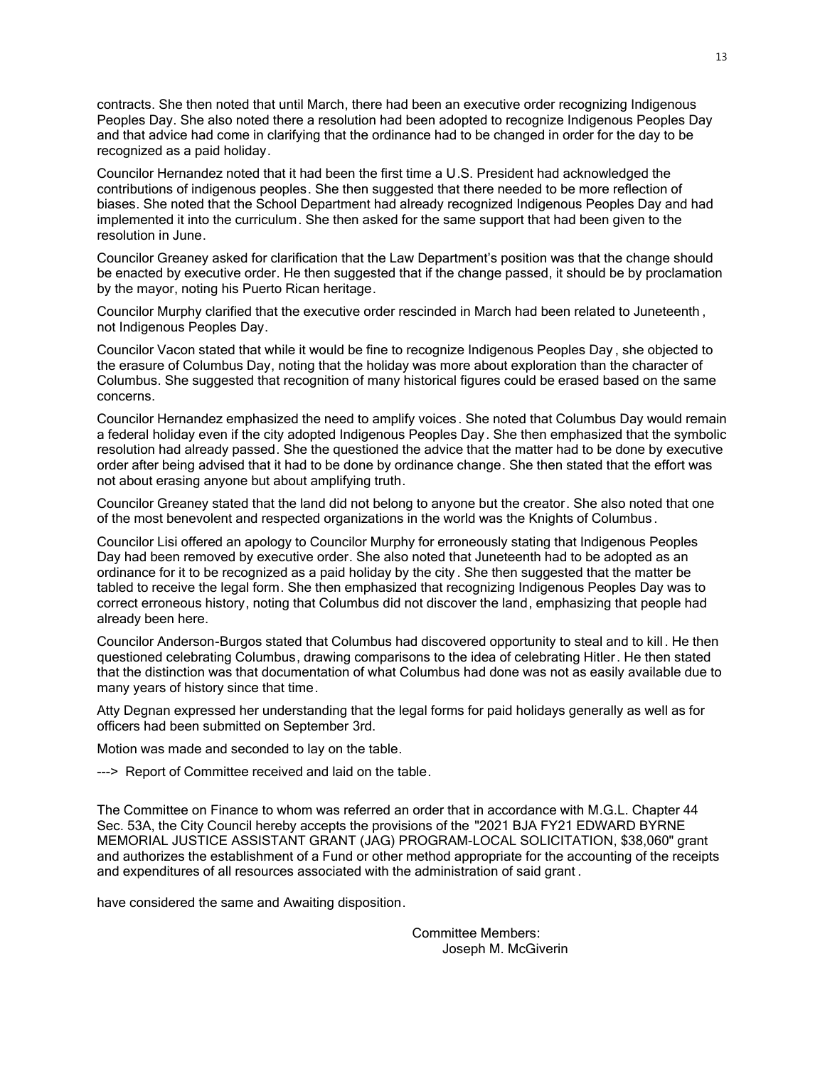contracts. She then noted that until March, there had been an executive order recognizing Indigenous Peoples Day. She also noted there a resolution had been adopted to recognize Indigenous Peoples Day and that advice had come in clarifying that the ordinance had to be changed in order for the day to be recognized as a paid holiday.

Councilor Hernandez noted that it had been the first time a U.S. President had acknowledged the contributions of indigenous peoples. She then suggested that there needed to be more reflection of biases. She noted that the School Department had already recognized Indigenous Peoples Day and had implemented it into the curriculum. She then asked for the same support that had been given to the resolution in June.

Councilor Greaney asked for clarification that the Law Department's position was that the change should be enacted by executive order. He then suggested that if the change passed, it should be by proclamation by the mayor, noting his Puerto Rican heritage.

Councilor Murphy clarified that the executive order rescinded in March had been related to Juneteenth, not Indigenous Peoples Day.

Councilor Vacon stated that while it would be fine to recognize Indigenous Peoples Day, she objected to the erasure of Columbus Day, noting that the holiday was more about exploration than the character of Columbus. She suggested that recognition of many historical figures could be erased based on the same concerns.

Councilor Hernandez emphasized the need to amplify voices. She noted that Columbus Day would remain a federal holiday even if the city adopted Indigenous Peoples Day. She then emphasized that the symbolic resolution had already passed. She the questioned the advice that the matter had to be done by executive order after being advised that it had to be done by ordinance change. She then stated that the effort was not about erasing anyone but about amplifying truth.

Councilor Greaney stated that the land did not belong to anyone but the creator. She also noted that one of the most benevolent and respected organizations in the world was the Knights of Columbus.

Councilor Lisi offered an apology to Councilor Murphy for erroneously stating that Indigenous Peoples Day had been removed by executive order. She also noted that Juneteenth had to be adopted as an ordinance for it to be recognized as a paid holiday by the city. She then suggested that the matter be tabled to receive the legal form. She then emphasized that recognizing Indigenous Peoples Day was to correct erroneous history, noting that Columbus did not discover the land, emphasizing that people had already been here.

Councilor Anderson-Burgos stated that Columbus had discovered opportunity to steal and to kill. He then questioned celebrating Columbus, drawing comparisons to the idea of celebrating Hitler. He then stated that the distinction was that documentation of what Columbus had done was not as easily available due to many years of history since that time.

Atty Degnan expressed her understanding that the legal forms for paid holidays generally as well as for officers had been submitted on September 3rd.

Motion was made and seconded to lay on the table.

---> Report of Committee received and laid on the table.

The Committee on Finance to whom was referred an order that in accordance with M.G.L. Chapter 44 Sec. 53A, the City Council hereby accepts the provisions of the "2021 BJA FY21 EDWARD BYRNE MEMORIAL JUSTICE ASSISTANT GRANT (JAG) PROGRAM-LOCAL SOLICITATION, $38,060" grant and authorizes the establishment of a Fund or other method appropriate for the accounting of the receipts and expenditures of all resources associated with the administration of said grant.

have considered the same and Awaiting disposition.

Committee Members:
Joseph M. McGiverin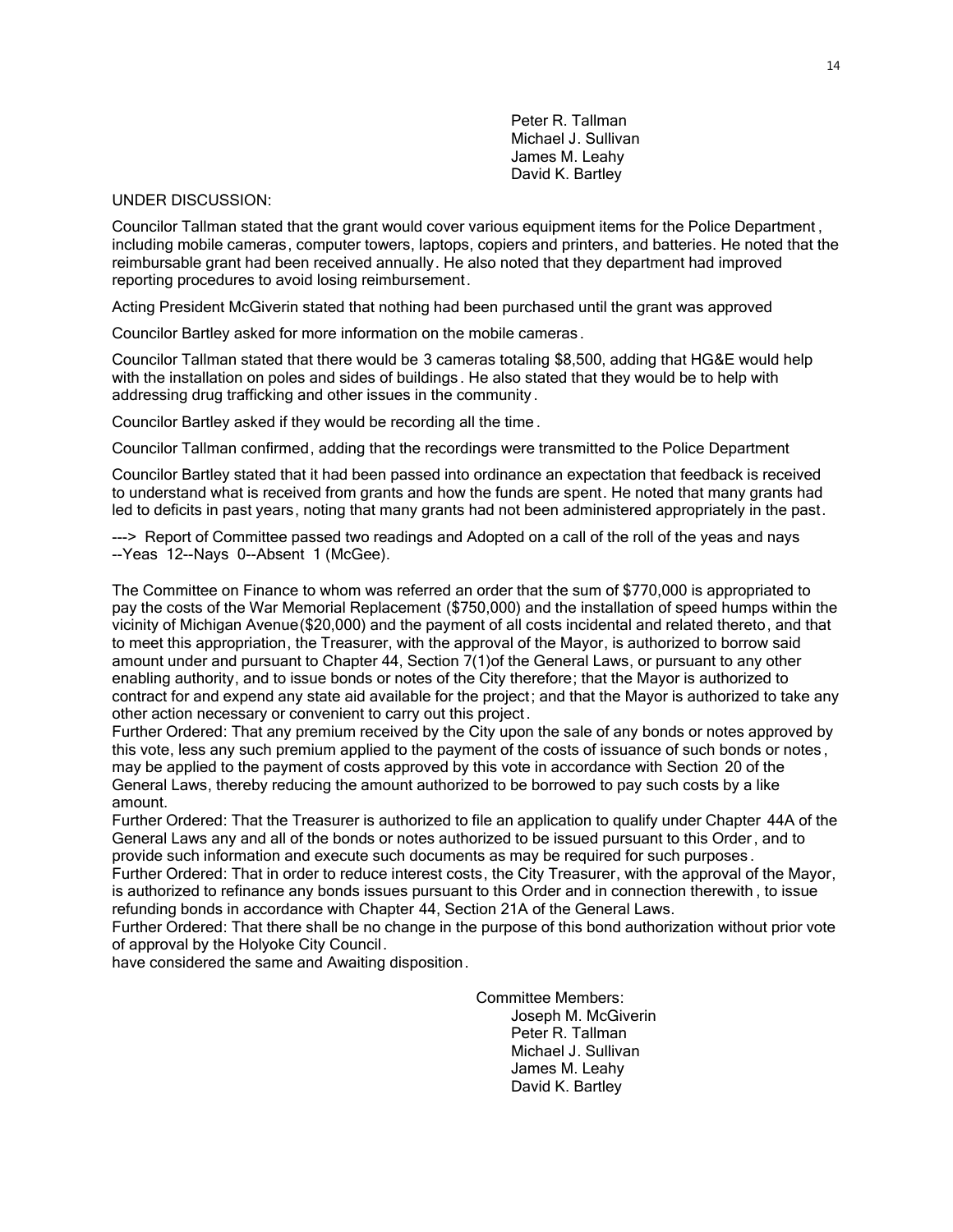Peter R. Tallman
Michael J. Sullivan
James M. Leahy
David K. Bartley

UNDER DISCUSSION:

Councilor Tallman stated that the grant would cover various equipment items for the Police Department, including mobile cameras, computer towers, laptops, copiers and printers, and batteries. He noted that the reimbursable grant had been received annually. He also noted that they department had improved reporting procedures to avoid losing reimbursement.

Acting President McGiverin stated that nothing had been purchased until the grant was approved

Councilor Bartley asked for more information on the mobile cameras.

Councilor Tallman stated that there would be 3 cameras totaling $8,500, adding that HG&E would help with the installation on poles and sides of buildings. He also stated that they would be to help with addressing drug trafficking and other issues in the community.

Councilor Bartley asked if they would be recording all the time.

Councilor Tallman confirmed, adding that the recordings were transmitted to the Police Department

Councilor Bartley stated that it had been passed into ordinance an expectation that feedback is received to understand what is received from grants and how the funds are spent. He noted that many grants had led to deficits in past years, noting that many grants had not been administered appropriately in the past.

---> Report of Committee passed two readings and Adopted on a call of the roll of the yeas and nays --Yeas 12--Nays 0--Absent 1 (McGee).

The Committee on Finance to whom was referred an order that the sum of $770,000 is appropriated to pay the costs of the War Memorial Replacement ($750,000) and the installation of speed humps within the vicinity of Michigan Avenue($20,000) and the payment of all costs incidental and related thereto, and that to meet this appropriation, the Treasurer, with the approval of the Mayor, is authorized to borrow said amount under and pursuant to Chapter 44, Section 7(1)of the General Laws, or pursuant to any other enabling authority, and to issue bonds or notes of the City therefore; that the Mayor is authorized to contract for and expend any state aid available for the project; and that the Mayor is authorized to take any other action necessary or convenient to carry out this project.
Further Ordered: That any premium received by the City upon the sale of any bonds or notes approved by this vote, less any such premium applied to the payment of the costs of issuance of such bonds or notes, may be applied to the payment of costs approved by this vote in accordance with Section 20 of the General Laws, thereby reducing the amount authorized to be borrowed to pay such costs by a like amount.
Further Ordered: That the Treasurer is authorized to file an application to qualify under Chapter 44A of the General Laws any and all of the bonds or notes authorized to be issued pursuant to this Order, and to provide such information and execute such documents as may be required for such purposes.
Further Ordered: That in order to reduce interest costs, the City Treasurer, with the approval of the Mayor, is authorized to refinance any bonds issues pursuant to this Order and in connection therewith, to issue refunding bonds in accordance with Chapter 44, Section 21A of the General Laws.
Further Ordered: That there shall be no change in the purpose of this bond authorization without prior vote of approval by the Holyoke City Council.
have considered the same and Awaiting disposition.

Committee Members:
Joseph M. McGiverin
Peter R. Tallman
Michael J. Sullivan
James M. Leahy
David K. Bartley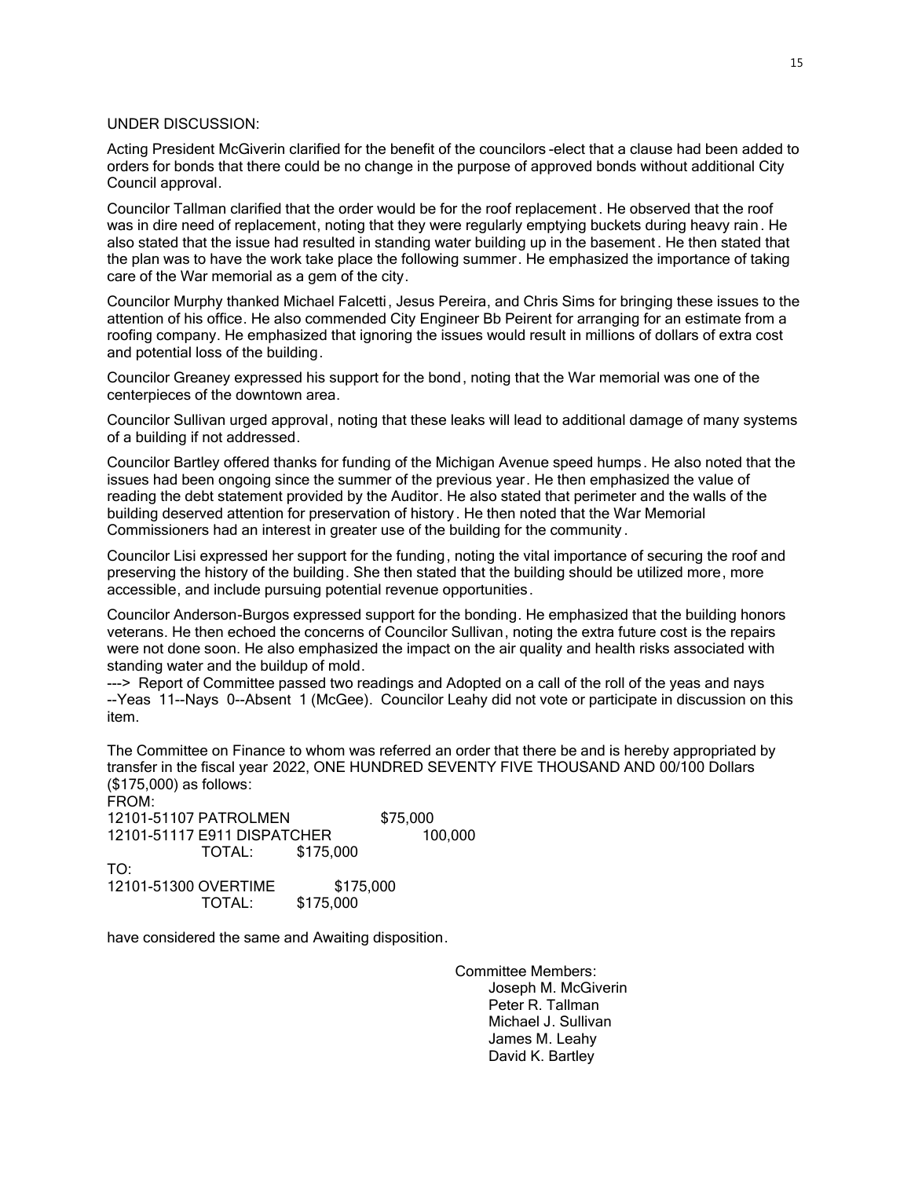UNDER DISCUSSION:

Acting President McGiverin clarified for the benefit of the councilors-elect that a clause had been added to orders for bonds that there could be no change in the purpose of approved bonds without additional City Council approval.

Councilor Tallman clarified that the order would be for the roof replacement. He observed that the roof was in dire need of replacement, noting that they were regularly emptying buckets during heavy rain. He also stated that the issue had resulted in standing water building up in the basement. He then stated that the plan was to have the work take place the following summer. He emphasized the importance of taking care of the War memorial as a gem of the city.

Councilor Murphy thanked Michael Falcetti, Jesus Pereira, and Chris Sims for bringing these issues to the attention of his office. He also commended City Engineer Bb Peirent for arranging for an estimate from a roofing company. He emphasized that ignoring the issues would result in millions of dollars of extra cost and potential loss of the building.

Councilor Greaney expressed his support for the bond, noting that the War memorial was one of the centerpieces of the downtown area.

Councilor Sullivan urged approval, noting that these leaks will lead to additional damage of many systems of a building if not addressed.

Councilor Bartley offered thanks for funding of the Michigan Avenue speed humps. He also noted that the issues had been ongoing since the summer of the previous year. He then emphasized the value of reading the debt statement provided by the Auditor. He also stated that perimeter and the walls of the building deserved attention for preservation of history. He then noted that the War Memorial Commissioners had an interest in greater use of the building for the community.

Councilor Lisi expressed her support for the funding, noting the vital importance of securing the roof and preserving the history of the building. She then stated that the building should be utilized more, more accessible, and include pursuing potential revenue opportunities.

Councilor Anderson-Burgos expressed support for the bonding. He emphasized that the building honors veterans. He then echoed the concerns of Councilor Sullivan, noting the extra future cost is the repairs were not done soon. He also emphasized the impact on the air quality and health risks associated with standing water and the buildup of mold.
---> Report of Committee passed two readings and Adopted on a call of the roll of the yeas and nays --Yeas 11--Nays 0--Absent 1 (McGee). Councilor Leahy did not vote or participate in discussion on this item.

The Committee on Finance to whom was referred an order that there be and is hereby appropriated by transfer in the fiscal year 2022, ONE HUNDRED SEVENTY FIVE THOUSAND AND 00/100 Dollars ($175,000) as follows:

FROM:
12101-51107 PATROLMEN $75,000
12101-51117 E911 DISPATCHER 100,000
TOTAL: $175,000

TO:
12101-51300 OVERTIME $175,000
TOTAL: $175,000

have considered the same and Awaiting disposition.

Committee Members:
Joseph M. McGiverin
Peter R. Tallman
Michael J. Sullivan
James M. Leahy
David K. Bartley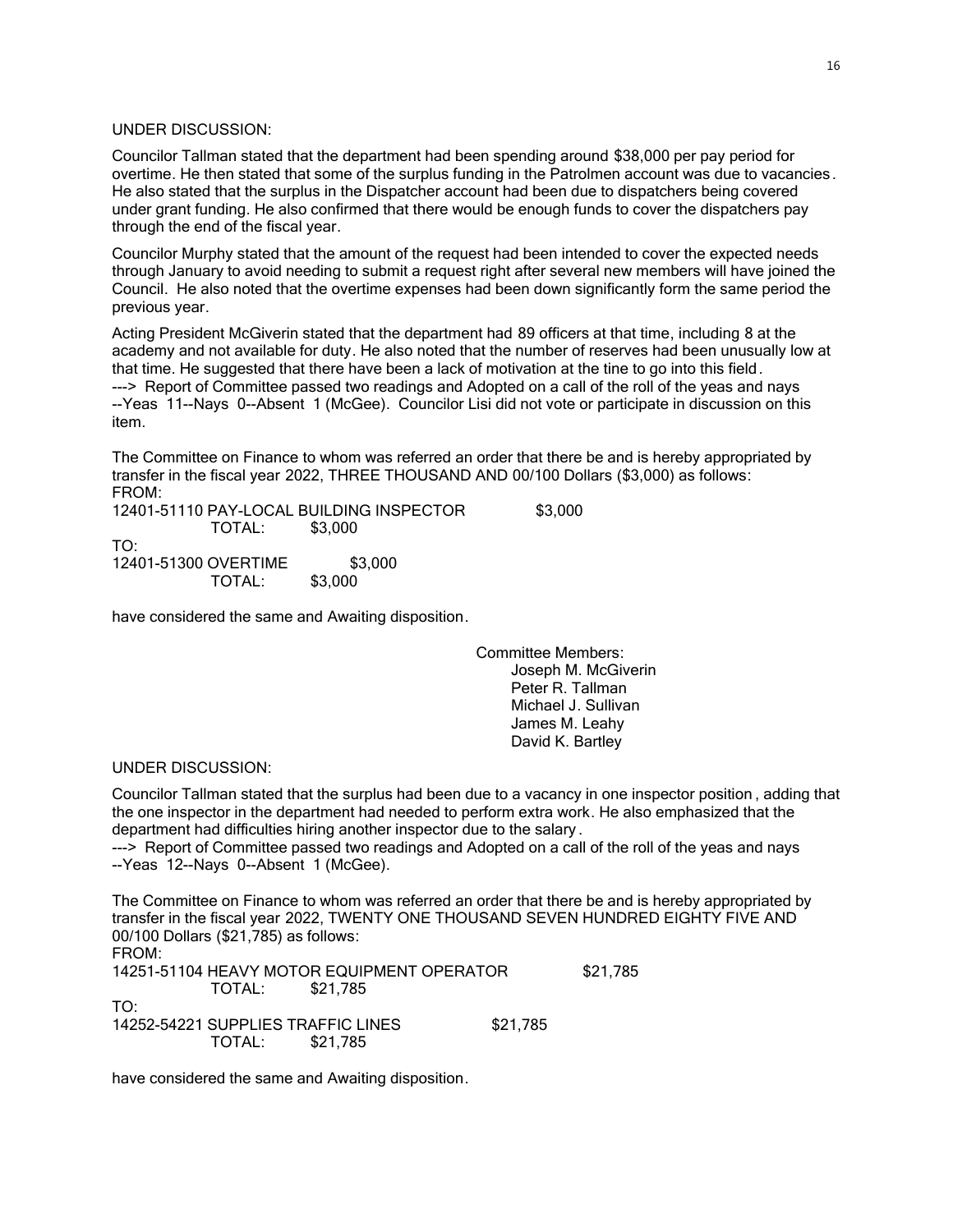UNDER DISCUSSION:

Councilor Tallman stated that the department had been spending around $38,000 per pay period for overtime. He then stated that some of the surplus funding in the Patrolmen account was due to vacancies. He also stated that the surplus in the Dispatcher account had been due to dispatchers being covered under grant funding. He also confirmed that there would be enough funds to cover the dispatchers pay through the end of the fiscal year.

Councilor Murphy stated that the amount of the request had been intended to cover the expected needs through January to avoid needing to submit a request right after several new members will have joined the Council. He also noted that the overtime expenses had been down significantly form the same period the previous year.

Acting President McGiverin stated that the department had 89 officers at that time, including 8 at the academy and not available for duty. He also noted that the number of reserves had been unusually low at that time. He suggested that there have been a lack of motivation at the tine to go into this field.
---> Report of Committee passed two readings and Adopted on a call of the roll of the yeas and nays --Yeas 11--Nays 0--Absent 1 (McGee). Councilor Lisi did not vote or participate in discussion on this item.

The Committee on Finance to whom was referred an order that there be and is hereby appropriated by transfer in the fiscal year 2022, THREE THOUSAND AND 00/100 Dollars ($3,000) as follows:
FROM:
12401-51110 PAY-LOCAL BUILDING INSPECTOR $3,000
TOTAL: $3,000
TO:
12401-51300 OVERTIME $3,000
TOTAL: $3,000

have considered the same and Awaiting disposition.

Committee Members:
Joseph M. McGiverin
Peter R. Tallman
Michael J. Sullivan
James M. Leahy
David K. Bartley

UNDER DISCUSSION:

Councilor Tallman stated that the surplus had been due to a vacancy in one inspector position, adding that the one inspector in the department had needed to perform extra work. He also emphasized that the department had difficulties hiring another inspector due to the salary.
---> Report of Committee passed two readings and Adopted on a call of the roll of the yeas and nays --Yeas 12--Nays 0--Absent 1 (McGee).

The Committee on Finance to whom was referred an order that there be and is hereby appropriated by transfer in the fiscal year 2022, TWENTY ONE THOUSAND SEVEN HUNDRED EIGHTY FIVE AND 00/100 Dollars ($21,785) as follows:
FROM:
14251-51104 HEAVY MOTOR EQUIPMENT OPERATOR $21,785
TOTAL: $21,785
TO:
14252-54221 SUPPLIES TRAFFIC LINES $21,785
TOTAL: $21,785

have considered the same and Awaiting disposition.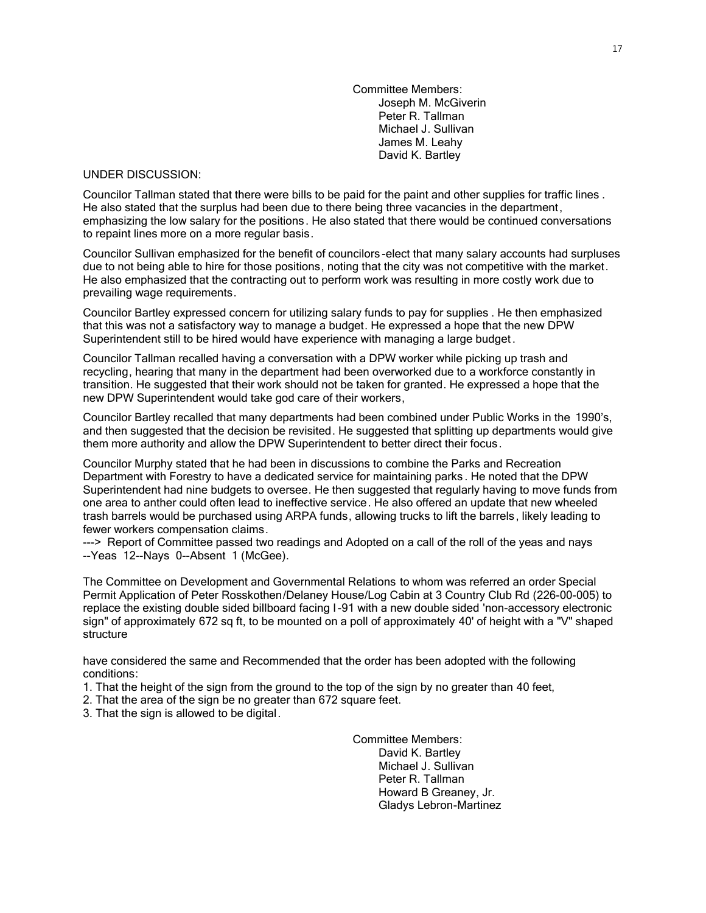Committee Members:
Joseph M. McGiverin
Peter R. Tallman
Michael J. Sullivan
James M. Leahy
David K. Bartley

UNDER DISCUSSION:

Councilor Tallman stated that there were bills to be paid for the paint and other supplies for traffic lines. He also stated that the surplus had been due to there being three vacancies in the department, emphasizing the low salary for the positions. He also stated that there would be continued conversations to repaint lines more on a more regular basis.

Councilor Sullivan emphasized for the benefit of councilors-elect that many salary accounts had surpluses due to not being able to hire for those positions, noting that the city was not competitive with the market. He also emphasized that the contracting out to perform work was resulting in more costly work due to prevailing wage requirements.

Councilor Bartley expressed concern for utilizing salary funds to pay for supplies. He then emphasized that this was not a satisfactory way to manage a budget. He expressed a hope that the new DPW Superintendent still to be hired would have experience with managing a large budget.

Councilor Tallman recalled having a conversation with a DPW worker while picking up trash and recycling, hearing that many in the department had been overworked due to a workforce constantly in transition. He suggested that their work should not be taken for granted. He expressed a hope that the new DPW Superintendent would take god care of their workers,

Councilor Bartley recalled that many departments had been combined under Public Works in the 1990's, and then suggested that the decision be revisited. He suggested that splitting up departments would give them more authority and allow the DPW Superintendent to better direct their focus.

Councilor Murphy stated that he had been in discussions to combine the Parks and Recreation Department with Forestry to have a dedicated service for maintaining parks. He noted that the DPW Superintendent had nine budgets to oversee. He then suggested that regularly having to move funds from one area to anther could often lead to ineffective service. He also offered an update that new wheeled trash barrels would be purchased using ARPA funds, allowing trucks to lift the barrels, likely leading to fewer workers compensation claims.
---> Report of Committee passed two readings and Adopted on a call of the roll of the yeas and nays --Yeas 12--Nays 0--Absent 1 (McGee).

The Committee on Development and Governmental Relations to whom was referred an order Special Permit Application of Peter Rosskothen/Delaney House/Log Cabin at 3 Country Club Rd (226-00-005) to replace the existing double sided billboard facing I-91 with a new double sided 'non-accessory electronic sign" of approximately 672 sq ft, to be mounted on a poll of approximately 40' of height with a "V" shaped structure

have considered the same and Recommended that the order has been adopted with the following conditions:

1. That the height of the sign from the ground to the top of the sign by no greater than 40 feet,
2. That the area of the sign be no greater than 672 square feet.
3. That the sign is allowed to be digital.

Committee Members:
David K. Bartley
Michael J. Sullivan
Peter R. Tallman
Howard B Greaney, Jr.
Gladys Lebron-Martinez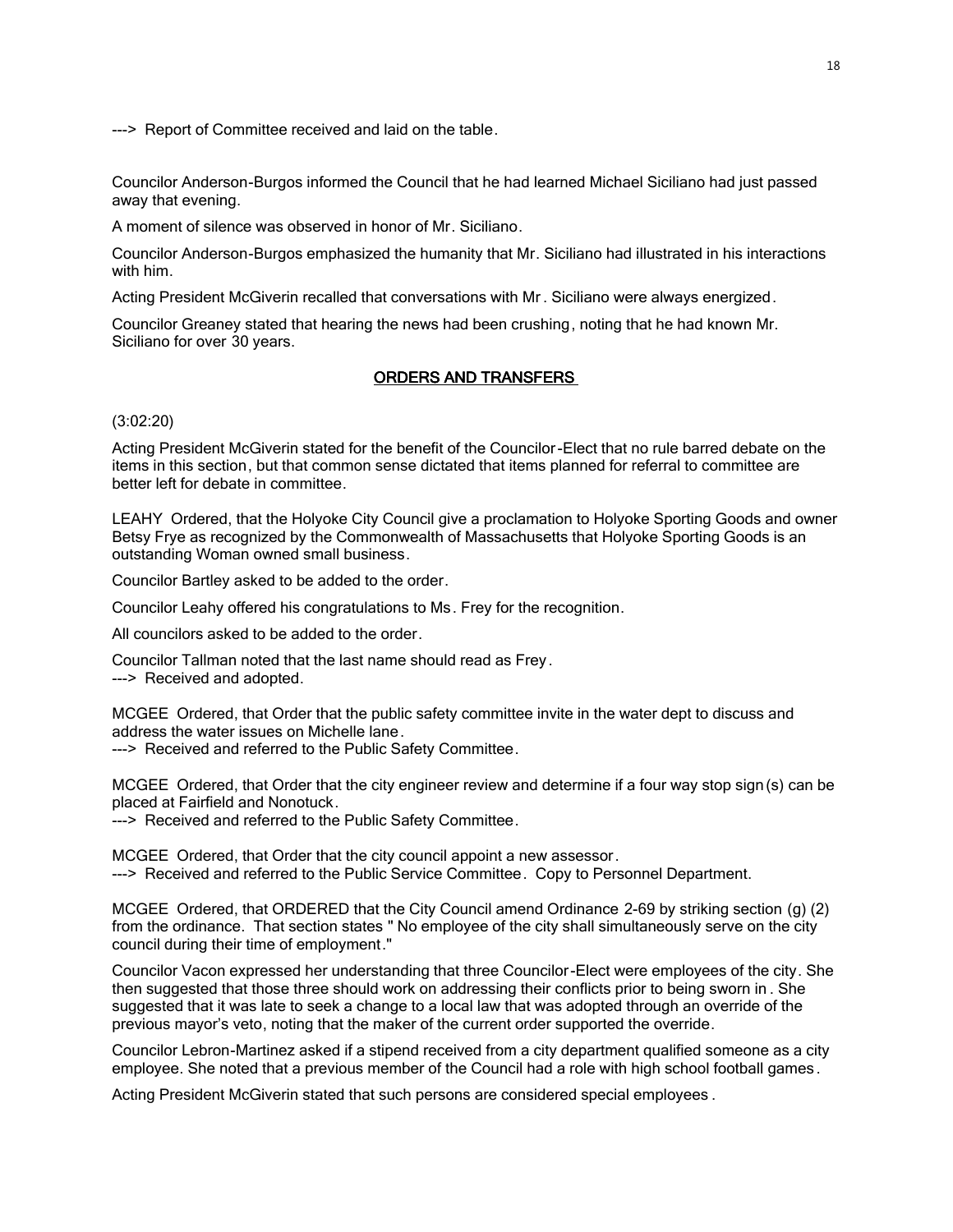---> Report of Committee received and laid on the table.

Councilor Anderson-Burgos informed the Council that he had learned Michael Siciliano had just passed away that evening.

A moment of silence was observed in honor of Mr. Siciliano.

Councilor Anderson-Burgos emphasized the humanity that Mr. Siciliano had illustrated in his interactions with him.

Acting President McGiverin recalled that conversations with Mr. Siciliano were always energized.

Councilor Greaney stated that hearing the news had been crushing, noting that he had known Mr. Siciliano for over 30 years.

## ORDERS AND TRANSFERS

(3:02:20)

Acting President McGiverin stated for the benefit of the Councilor-Elect that no rule barred debate on the items in this section, but that common sense dictated that items planned for referral to committee are better left for debate in committee.

LEAHY Ordered, that the Holyoke City Council give a proclamation to Holyoke Sporting Goods and owner Betsy Frye as recognized by the Commonwealth of Massachusetts that Holyoke Sporting Goods is an outstanding Woman owned small business.

Councilor Bartley asked to be added to the order.

Councilor Leahy offered his congratulations to Ms. Frey for the recognition.

All councilors asked to be added to the order.

Councilor Tallman noted that the last name should read as Frey.
---> Received and adopted.

MCGEE Ordered, that Order that the public safety committee invite in the water dept to discuss and address the water issues on Michelle lane.
---> Received and referred to the Public Safety Committee.

MCGEE Ordered, that Order that the city engineer review and determine if a four way stop sign(s) can be placed at Fairfield and Nonotuck.
---> Received and referred to the Public Safety Committee.

MCGEE Ordered, that Order that the city council appoint a new assessor.
---> Received and referred to the Public Service Committee. Copy to Personnel Department.

MCGEE Ordered, that ORDERED that the City Council amend Ordinance 2-69 by striking section (g) (2) from the ordinance. That section states " No employee of the city shall simultaneously serve on the city council during their time of employment."

Councilor Vacon expressed her understanding that three Councilor-Elect were employees of the city. She then suggested that those three should work on addressing their conflicts prior to being sworn in. She suggested that it was late to seek a change to a local law that was adopted through an override of the previous mayor's veto, noting that the maker of the current order supported the override.

Councilor Lebron-Martinez asked if a stipend received from a city department qualified someone as a city employee. She noted that a previous member of the Council had a role with high school football games.

Acting President McGiverin stated that such persons are considered special employees.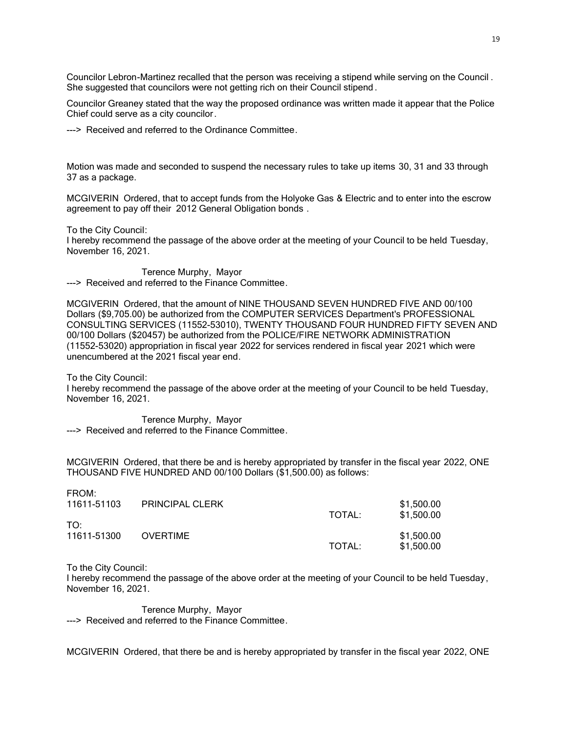Councilor Lebron-Martinez recalled that the person was receiving a stipend while serving on the Council. She suggested that councilors were not getting rich on their Council stipend.

Councilor Greaney stated that the way the proposed ordinance was written made it appear that the Police Chief could serve as a city councilor.

---> Received and referred to the Ordinance Committee.

Motion was made and seconded to suspend the necessary rules to take up items 30, 31 and 33 through 37 as a package.

MCGIVERIN Ordered, that to accept funds from the Holyoke Gas & Electric and to enter into the escrow agreement to pay off their 2012 General Obligation bonds.

To the City Council:
I hereby recommend the passage of the above order at the meeting of your Council to be held Tuesday, November 16, 2021.

Terence Murphy, Mayor
---> Received and referred to the Finance Committee.

MCGIVERIN Ordered, that the amount of NINE THOUSAND SEVEN HUNDRED FIVE AND 00/100 Dollars ($9,705.00) be authorized from the COMPUTER SERVICES Department's PROFESSIONAL CONSULTING SERVICES (11552-53010), TWENTY THOUSAND FOUR HUNDRED FIFTY SEVEN AND 00/100 Dollars ($20457) be authorized from the POLICE/FIRE NETWORK ADMINISTRATION (11552-53020) appropriation in fiscal year 2022 for services rendered in fiscal year 2021 which were unencumbered at the 2021 fiscal year end.

To the City Council:
I hereby recommend the passage of the above order at the meeting of your Council to be held Tuesday, November 16, 2021.

Terence Murphy, Mayor
---> Received and referred to the Finance Committee.

MCGIVERIN Ordered, that there be and is hereby appropriated by transfer in the fiscal year 2022, ONE THOUSAND FIVE HUNDRED AND 00/100 Dollars ($1,500.00) as follows:

| | | | |
|---|---|---|---|
| FROM: | | | |
| 11611-51103 | PRINCIPAL CLERK | | $1,500.00 |
| | | TOTAL: | $1,500.00 |
| TO: | | | |
| 11611-51300 | OVERTIME | | $1,500.00 |
| | | TOTAL: | $1,500.00 |

To the City Council:
I hereby recommend the passage of the above order at the meeting of your Council to be held Tuesday, November 16, 2021.

Terence Murphy, Mayor
---> Received and referred to the Finance Committee.

MCGIVERIN Ordered, that there be and is hereby appropriated by transfer in the fiscal year 2022, ONE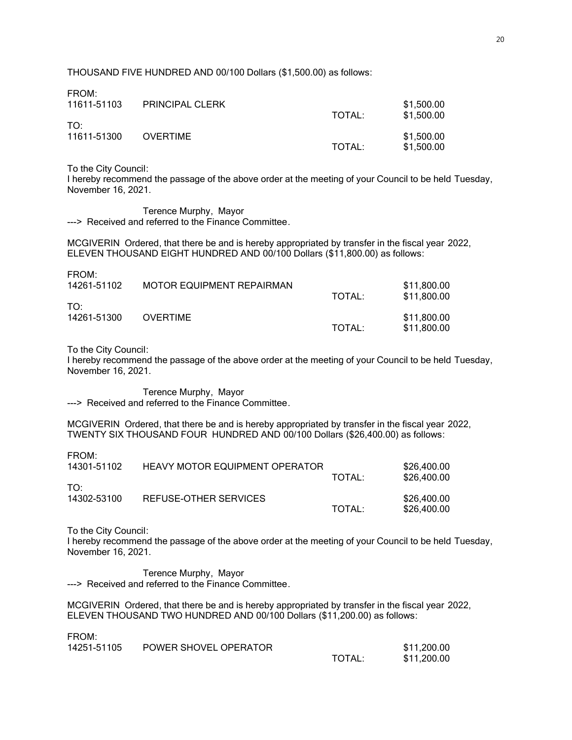THOUSAND FIVE HUNDRED AND 00/100 Dollars ($1,500.00) as follows:

| | | | |
|---|---|---|---|
| FROM: | | | |
| 11611-51103 | PRINCIPAL CLERK | | $1,500.00 |
| | | TOTAL: | $1,500.00 |
| TO: | | | |
| 11611-51300 | OVERTIME | | $1,500.00 |
| | | TOTAL: | $1,500.00 |

To the City Council:
I hereby recommend the passage of the above order at the meeting of your Council to be held Tuesday, November 16, 2021.

Terence Murphy, Mayor
---> Received and referred to the Finance Committee.

MCGIVERIN Ordered, that there be and is hereby appropriated by transfer in the fiscal year 2022, ELEVEN THOUSAND EIGHT HUNDRED AND 00/100 Dollars ($11,800.00) as follows:

| | | | |
|---|---|---|---|
| FROM: | | | |
| 14261-51102 | MOTOR EQUIPMENT REPAIRMAN | | $11,800.00 |
| | | TOTAL: | $11,800.00 |
| TO: | | | |
| 14261-51300 | OVERTIME | | $11,800.00 |
| | | TOTAL: | $11,800.00 |

To the City Council:
I hereby recommend the passage of the above order at the meeting of your Council to be held Tuesday, November 16, 2021.

Terence Murphy, Mayor
---> Received and referred to the Finance Committee.

MCGIVERIN Ordered, that there be and is hereby appropriated by transfer in the fiscal year 2022, TWENTY SIX THOUSAND FOUR HUNDRED AND 00/100 Dollars ($26,400.00) as follows:

| | | | |
|---|---|---|---|
| FROM: | | | |
| 14301-51102 | HEAVY MOTOR EQUIPMENT OPERATOR | | $26,400.00 |
| | | TOTAL: | $26,400.00 |
| TO: | | | |
| 14302-53100 | REFUSE-OTHER SERVICES | | $26,400.00 |
| | | TOTAL: | $26,400.00 |

To the City Council:
I hereby recommend the passage of the above order at the meeting of your Council to be held Tuesday, November 16, 2021.

Terence Murphy, Mayor
---> Received and referred to the Finance Committee.

MCGIVERIN Ordered, that there be and is hereby appropriated by transfer in the fiscal year 2022, ELEVEN THOUSAND TWO HUNDRED AND 00/100 Dollars ($11,200.00) as follows:

| | | | |
|---|---|---|---|
| FROM: | | | |
| 14251-51105 | POWER SHOVEL OPERATOR | | $11,200.00 |
| | | TOTAL: | $11,200.00 |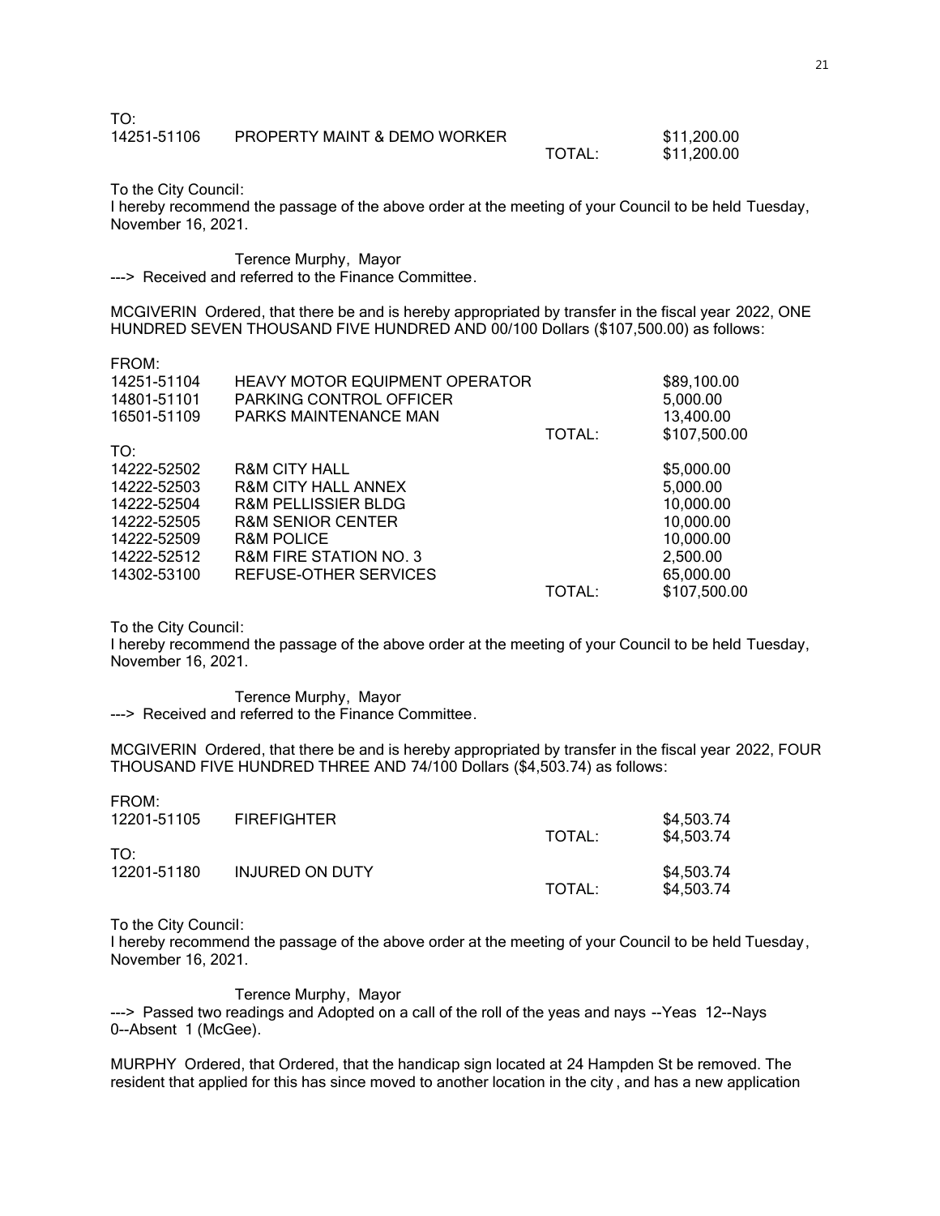TO:

| | | | |
|---|---|---|---|
| 14251-51106 | PROPERTY MAINT & DEMO WORKER | | $11,200.00 |
| | | TOTAL: | $11,200.00 |

To the City Council:
I hereby recommend the passage of the above order at the meeting of your Council to be held Tuesday, November 16, 2021.

Terence Murphy, Mayor
---> Received and referred to the Finance Committee.

MCGIVERIN Ordered, that there be and is hereby appropriated by transfer in the fiscal year 2022, ONE HUNDRED SEVEN THOUSAND FIVE HUNDRED AND 00/100 Dollars ($107,500.00) as follows:

FROM:

| | | | |
|---|---|---|---|
| 14251-51104 | HEAVY MOTOR EQUIPMENT OPERATOR | | $89,100.00 |
| 14801-51101 | PARKING CONTROL OFFICER | | 5,000.00 |
| 16501-51109 | PARKS MAINTENANCE MAN | | 13,400.00 |
| | | TOTAL: | $107,500.00 |

TO:

| | | | |
|---|---|---|---|
| 14222-52502 | R&M CITY HALL | | $5,000.00 |
| 14222-52503 | R&M CITY HALL ANNEX | | 5,000.00 |
| 14222-52504 | R&M PELLISSIER BLDG | | 10,000.00 |
| 14222-52505 | R&M SENIOR CENTER | | 10,000.00 |
| 14222-52509 | R&M POLICE | | 10,000.00 |
| 14222-52512 | R&M FIRE STATION NO. 3 | | 2,500.00 |
| 14302-53100 | REFUSE-OTHER SERVICES | | 65,000.00 |
| | | TOTAL: | $107,500.00 |

To the City Council:
I hereby recommend the passage of the above order at the meeting of your Council to be held Tuesday, November 16, 2021.

Terence Murphy, Mayor
---> Received and referred to the Finance Committee.

MCGIVERIN Ordered, that there be and is hereby appropriated by transfer in the fiscal year 2022, FOUR THOUSAND FIVE HUNDRED THREE AND 74/100 Dollars ($4,503.74) as follows:

FROM:

| | | | |
|---|---|---|---|
| 12201-51105 | FIREFIGHTER | | $4,503.74 |
| | | TOTAL: | $4,503.74 |

TO:

| | | | |
|---|---|---|---|
| 12201-51180 | INJURED ON DUTY | | $4,503.74 |
| | | TOTAL: | $4,503.74 |

To the City Council:
I hereby recommend the passage of the above order at the meeting of your Council to be held Tuesday, November 16, 2021.

Terence Murphy, Mayor
---> Passed two readings and Adopted on a call of the roll of the yeas and nays --Yeas 12--Nays 0--Absent 1 (McGee).

MURPHY Ordered, that Ordered, that the handicap sign located at 24 Hampden St be removed. The resident that applied for this has since moved to another location in the city, and has a new application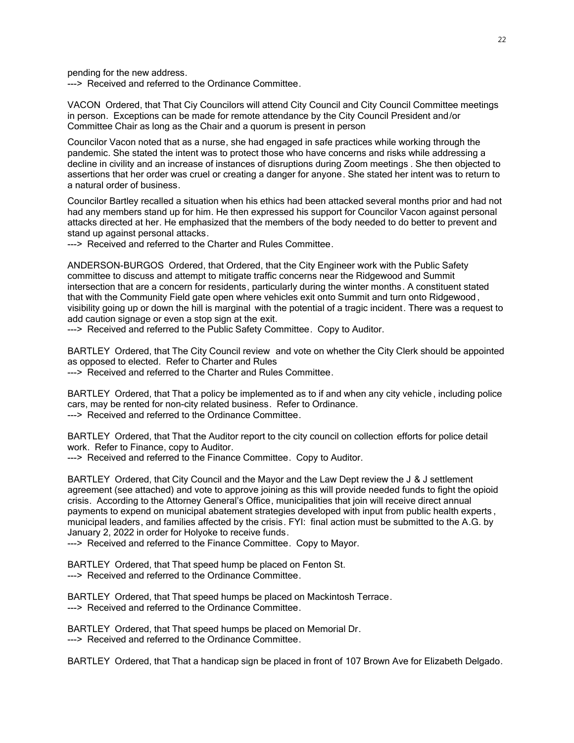pending for the new address.
---> Received and referred to the Ordinance Committee.

VACON Ordered, that That Ciy Councilors will attend City Council and City Council Committee meetings in person. Exceptions can be made for remote attendance by the City Council President and/or Committee Chair as long as the Chair and a quorum is present in person

Councilor Vacon noted that as a nurse, she had engaged in safe practices while working through the pandemic. She stated the intent was to protect those who have concerns and risks while addressing a decline in civility and an increase of instances of disruptions during Zoom meetings . She then objected to assertions that her order was cruel or creating a danger for anyone. She stated her intent was to return to a natural order of business.

Councilor Bartley recalled a situation when his ethics had been attacked several months prior and had not had any members stand up for him. He then expressed his support for Councilor Vacon against personal attacks directed at her. He emphasized that the members of the body needed to do better to prevent and stand up against personal attacks.
---> Received and referred to the Charter and Rules Committee.

ANDERSON-BURGOS Ordered, that Ordered, that the City Engineer work with the Public Safety committee to discuss and attempt to mitigate traffic concerns near the Ridgewood and Summit intersection that are a concern for residents, particularly during the winter months. A constituent stated that with the Community Field gate open where vehicles exit onto Summit and turn onto Ridgewood, visibility going up or down the hill is marginal with the potential of a tragic incident. There was a request to add caution signage or even a stop sign at the exit.
---> Received and referred to the Public Safety Committee. Copy to Auditor.

BARTLEY Ordered, that The City Council review and vote on whether the City Clerk should be appointed as opposed to elected. Refer to Charter and Rules
---> Received and referred to the Charter and Rules Committee.

BARTLEY Ordered, that That a policy be implemented as to if and when any city vehicle, including police cars, may be rented for non-city related business. Refer to Ordinance.
---> Received and referred to the Ordinance Committee.

BARTLEY Ordered, that That the Auditor report to the city council on collection efforts for police detail work. Refer to Finance, copy to Auditor.
---> Received and referred to the Finance Committee. Copy to Auditor.

BARTLEY Ordered, that City Council and the Mayor and the Law Dept review the J & J settlement agreement (see attached) and vote to approve joining as this will provide needed funds to fight the opioid crisis. According to the Attorney General's Office, municipalities that join will receive direct annual payments to expend on municipal abatement strategies developed with input from public health experts, municipal leaders, and families affected by the crisis. FYI: final action must be submitted to the A.G. by January 2, 2022 in order for Holyoke to receive funds.
---> Received and referred to the Finance Committee. Copy to Mayor.

BARTLEY Ordered, that That speed hump be placed on Fenton St.
---> Received and referred to the Ordinance Committee.

BARTLEY Ordered, that That speed humps be placed on Mackintosh Terrace.
---> Received and referred to the Ordinance Committee.

BARTLEY Ordered, that That speed humps be placed on Memorial Dr.
---> Received and referred to the Ordinance Committee.

BARTLEY Ordered, that That a handicap sign be placed in front of 107 Brown Ave for Elizabeth Delgado.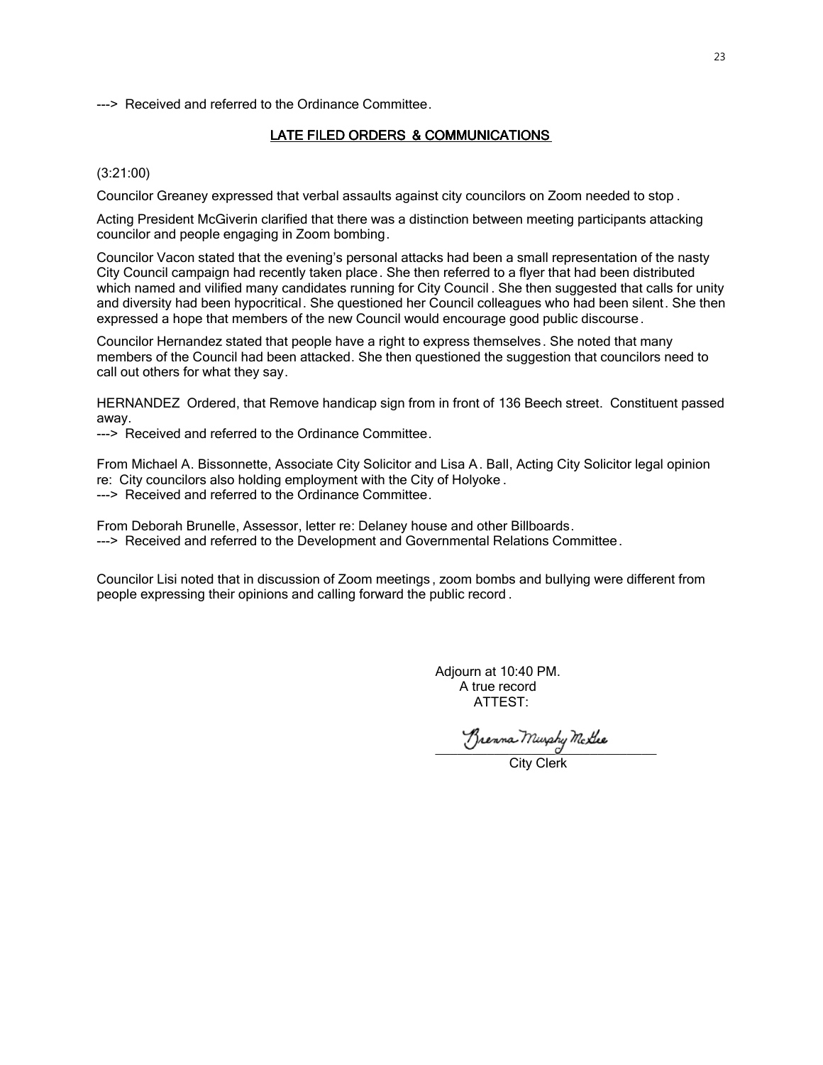---> Received and referred to the Ordinance Committee.

## LATE FILED ORDERS & COMMUNICATIONS

(3:21:00)

Councilor Greaney expressed that verbal assaults against city councilors on Zoom needed to stop.

Acting President McGiverin clarified that there was a distinction between meeting participants attacking councilor and people engaging in Zoom bombing.

Councilor Vacon stated that the evening's personal attacks had been a small representation of the nasty City Council campaign had recently taken place. She then referred to a flyer that had been distributed which named and vilified many candidates running for City Council. She then suggested that calls for unity and diversity had been hypocritical. She questioned her Council colleagues who had been silent. She then expressed a hope that members of the new Council would encourage good public discourse.

Councilor Hernandez stated that people have a right to express themselves. She noted that many members of the Council had been attacked. She then questioned the suggestion that councilors need to call out others for what they say.

HERNANDEZ Ordered, that Remove handicap sign from in front of 136 Beech street. Constituent passed away.
---> Received and referred to the Ordinance Committee.

From Michael A. Bissonnette, Associate City Solicitor and Lisa A. Ball, Acting City Solicitor legal opinion re: City councilors also holding employment with the City of Holyoke.
---> Received and referred to the Ordinance Committee.

From Deborah Brunelle, Assessor, letter re: Delaney house and other Billboards.
---> Received and referred to the Development and Governmental Relations Committee.

Councilor Lisi noted that in discussion of Zoom meetings, zoom bombs and bullying were different from people expressing their opinions and calling forward the public record.

Adjourn at 10:40 PM.
A true record
ATTEST:

Brenna Murphy McGee
City Clerk